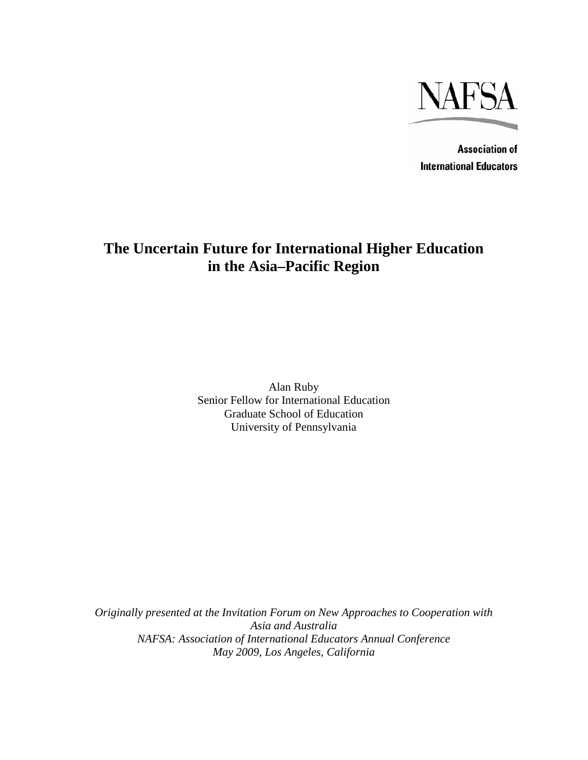NAFSA

**Association of International Educators**

# The Uncertain Future for International Higher Education in the Asia–Pacific Region

Alan Ruby
Senior Fellow for International Education
Graduate School of Education
University of Pennsylvania

*Originally presented at the Invitation Forum on New Approaches to Cooperation with Asia and Australia*
*NAFSA: Association of International Educators Annual Conference*
*May 2009, Los Angeles, California*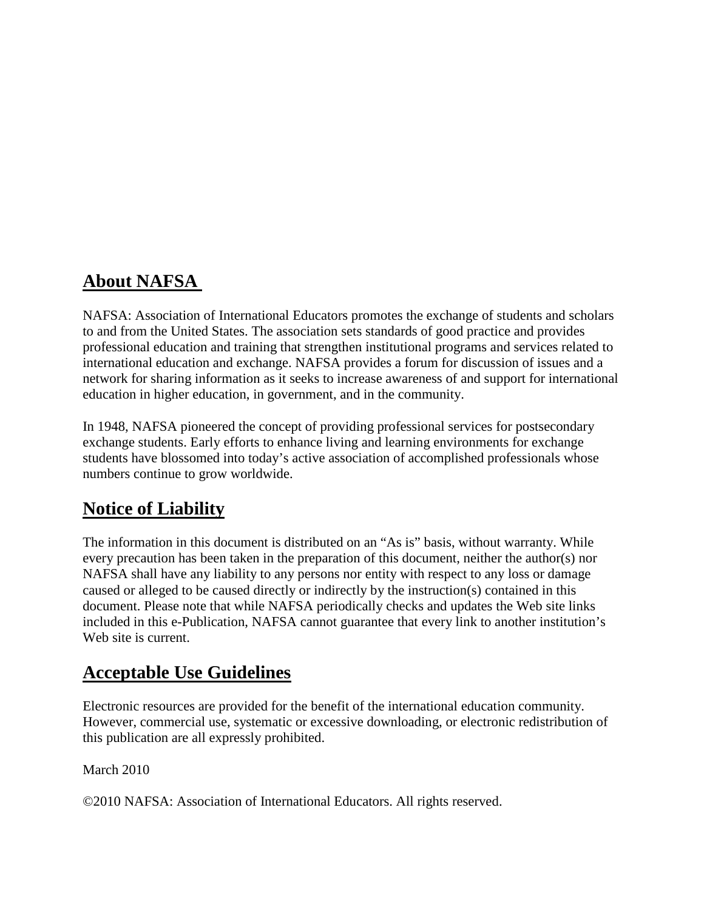## About NAFSA

NAFSA: Association of International Educators promotes the exchange of students and scholars to and from the United States. The association sets standards of good practice and provides professional education and training that strengthen institutional programs and services related to international education and exchange. NAFSA provides a forum for discussion of issues and a network for sharing information as it seeks to increase awareness of and support for international education in higher education, in government, and in the community.

In 1948, NAFSA pioneered the concept of providing professional services for postsecondary exchange students. Early efforts to enhance living and learning environments for exchange students have blossomed into today's active association of accomplished professionals whose numbers continue to grow worldwide.

## Notice of Liability

The information in this document is distributed on an "As is" basis, without warranty. While every precaution has been taken in the preparation of this document, neither the author(s) nor NAFSA shall have any liability to any persons nor entity with respect to any loss or damage caused or alleged to be caused directly or indirectly by the instruction(s) contained in this document. Please note that while NAFSA periodically checks and updates the Web site links included in this e-Publication, NAFSA cannot guarantee that every link to another institution's Web site is current.

## Acceptable Use Guidelines

Electronic resources are provided for the benefit of the international education community. However, commercial use, systematic or excessive downloading, or electronic redistribution of this publication are all expressly prohibited.

March 2010

©2010 NAFSA: Association of International Educators. All rights reserved.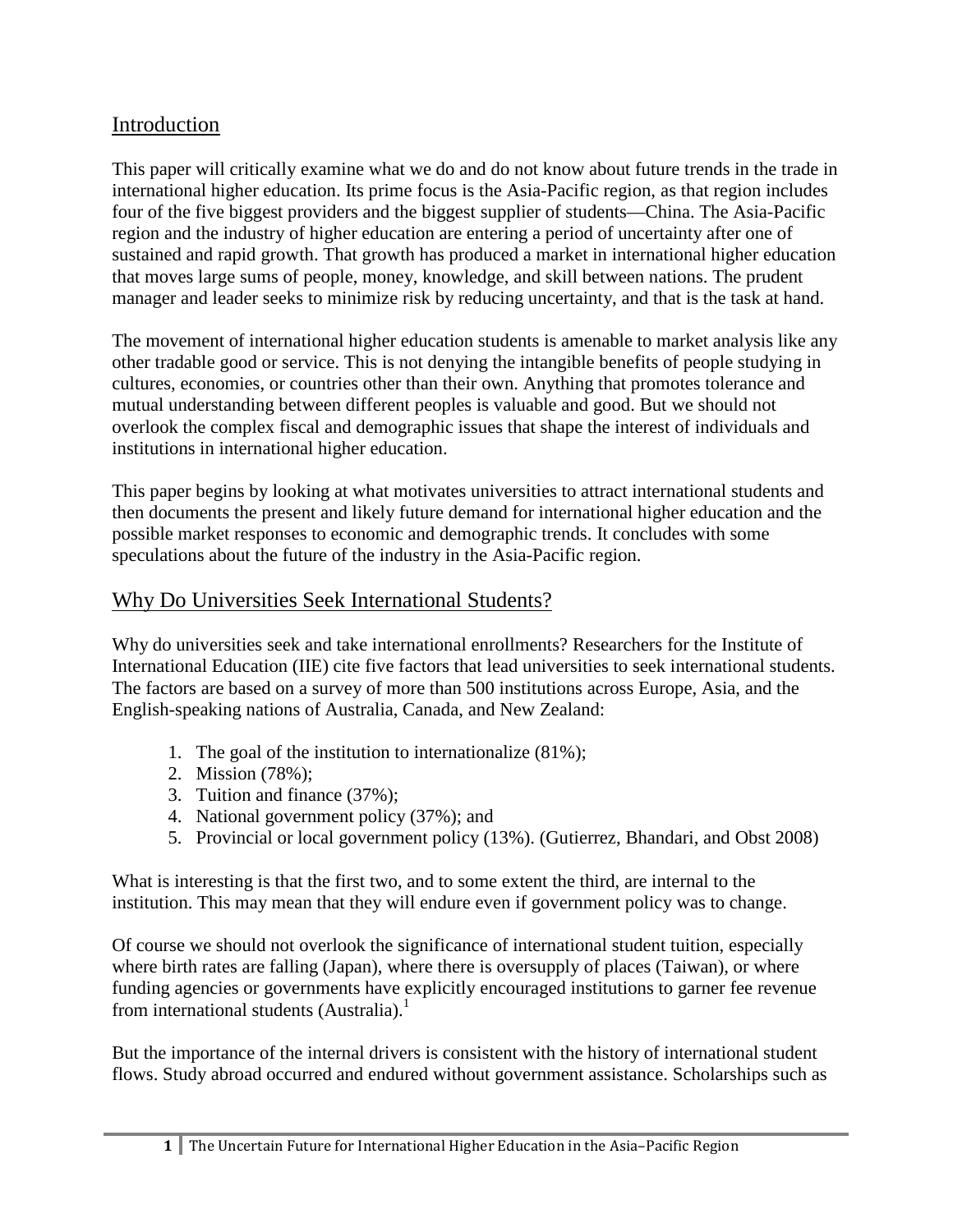## Introduction

This paper will critically examine what we do and do not know about future trends in the trade in international higher education. Its prime focus is the Asia-Pacific region, as that region includes four of the five biggest providers and the biggest supplier of students—China. The Asia-Pacific region and the industry of higher education are entering a period of uncertainty after one of sustained and rapid growth. That growth has produced a market in international higher education that moves large sums of people, money, knowledge, and skill between nations. The prudent manager and leader seeks to minimize risk by reducing uncertainty, and that is the task at hand.

The movement of international higher education students is amenable to market analysis like any other tradable good or service. This is not denying the intangible benefits of people studying in cultures, economies, or countries other than their own. Anything that promotes tolerance and mutual understanding between different peoples is valuable and good. But we should not overlook the complex fiscal and demographic issues that shape the interest of individuals and institutions in international higher education.

This paper begins by looking at what motivates universities to attract international students and then documents the present and likely future demand for international higher education and the possible market responses to economic and demographic trends. It concludes with some speculations about the future of the industry in the Asia-Pacific region.

## Why Do Universities Seek International Students?

Why do universities seek and take international enrollments? Researchers for the Institute of International Education (IIE) cite five factors that lead universities to seek international students. The factors are based on a survey of more than 500 institutions across Europe, Asia, and the English-speaking nations of Australia, Canada, and New Zealand:

1. The goal of the institution to internationalize (81%);
2. Mission (78%);
3. Tuition and finance (37%);
4. National government policy (37%); and
5. Provincial or local government policy (13%). (Gutierrez, Bhandari, and Obst 2008)

What is interesting is that the first two, and to some extent the third, are internal to the institution. This may mean that they will endure even if government policy was to change.

Of course we should not overlook the significance of international student tuition, especially where birth rates are falling (Japan), where there is oversupply of places (Taiwan), or where funding agencies or governments have explicitly encouraged institutions to garner fee revenue from international students (Australia).[1]

But the importance of the internal drivers is consistent with the history of international student flows. Study abroad occurred and endured without government assistance. Scholarships such as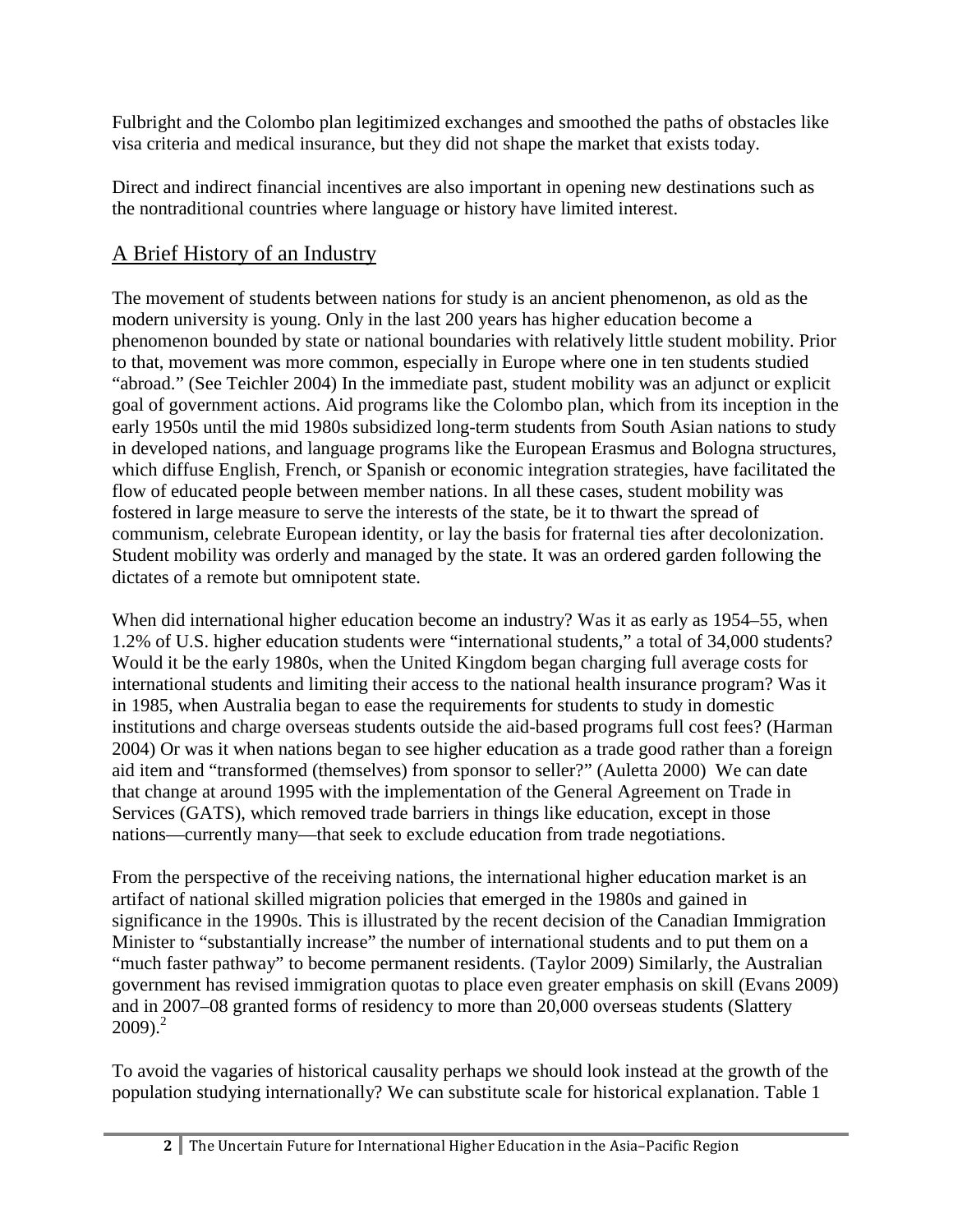Fulbright and the Colombo plan legitimized exchanges and smoothed the paths of obstacles like visa criteria and medical insurance, but they did not shape the market that exists today.

Direct and indirect financial incentives are also important in opening new destinations such as the nontraditional countries where language or history have limited interest.

## A Brief History of an Industry

The movement of students between nations for study is an ancient phenomenon, as old as the modern university is young. Only in the last 200 years has higher education become a phenomenon bounded by state or national boundaries with relatively little student mobility. Prior to that, movement was more common, especially in Europe where one in ten students studied "abroad." (See Teichler 2004) In the immediate past, student mobility was an adjunct or explicit goal of government actions. Aid programs like the Colombo plan, which from its inception in the early 1950s until the mid 1980s subsidized long-term students from South Asian nations to study in developed nations, and language programs like the European Erasmus and Bologna structures, which diffuse English, French, or Spanish or economic integration strategies, have facilitated the flow of educated people between member nations. In all these cases, student mobility was fostered in large measure to serve the interests of the state, be it to thwart the spread of communism, celebrate European identity, or lay the basis for fraternal ties after decolonization. Student mobility was orderly and managed by the state. It was an ordered garden following the dictates of a remote but omnipotent state.

When did international higher education become an industry? Was it as early as 1954–55, when 1.2% of U.S. higher education students were "international students," a total of 34,000 students? Would it be the early 1980s, when the United Kingdom began charging full average costs for international students and limiting their access to the national health insurance program? Was it in 1985, when Australia began to ease the requirements for students to study in domestic institutions and charge overseas students outside the aid-based programs full cost fees? (Harman 2004) Or was it when nations began to see higher education as a trade good rather than a foreign aid item and "transformed (themselves) from sponsor to seller?" (Auletta 2000) We can date that change at around 1995 with the implementation of the General Agreement on Trade in Services (GATS), which removed trade barriers in things like education, except in those nations—currently many—that seek to exclude education from trade negotiations.

From the perspective of the receiving nations, the international higher education market is an artifact of national skilled migration policies that emerged in the 1980s and gained in significance in the 1990s. This is illustrated by the recent decision of the Canadian Immigration Minister to "substantially increase" the number of international students and to put them on a "much faster pathway" to become permanent residents. (Taylor 2009) Similarly, the Australian government has revised immigration quotas to place even greater emphasis on skill (Evans 2009) and in 2007–08 granted forms of residency to more than 20,000 overseas students (Slattery 2009).[2]

To avoid the vagaries of historical causality perhaps we should look instead at the growth of the population studying internationally? We can substitute scale for historical explanation. Table 1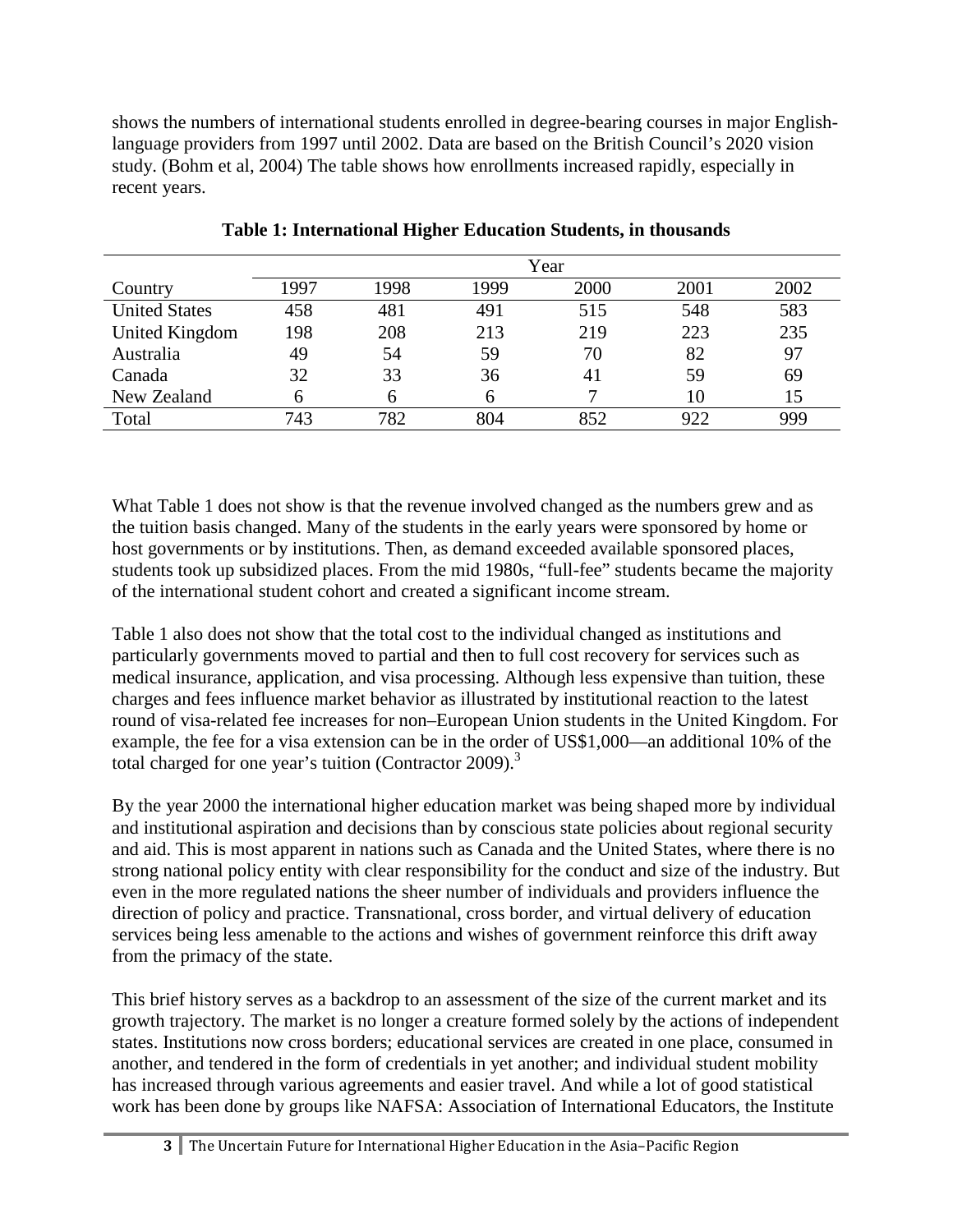shows the numbers of international students enrolled in degree-bearing courses in major English-language providers from 1997 until 2002. Data are based on the British Council's 2020 vision study. (Bohm et al, 2004) The table shows how enrollments increased rapidly, especially in recent years.

**Table 1: International Higher Education Students, in thousands**

| | Year | | | | | |
|---|---|---|---|---|---|---|
| Country | 1997 | 1998 | 1999 | 2000 | 2001 | 2002 |
| United States | 458 | 481 | 491 | 515 | 548 | 583 |
| United Kingdom | 198 | 208 | 213 | 219 | 223 | 235 |
| Australia | 49 | 54 | 59 | 70 | 82 | 97 |
| Canada | 32 | 33 | 36 | 41 | 59 | 69 |
| New Zealand | 6 | 6 | 6 | 7 | 10 | 15 |
| Total | 743 | 782 | 804 | 852 | 922 | 999 |

What Table 1 does not show is that the revenue involved changed as the numbers grew and as the tuition basis changed. Many of the students in the early years were sponsored by home or host governments or by institutions. Then, as demand exceeded available sponsored places, students took up subsidized places. From the mid 1980s, "full-fee" students became the majority of the international student cohort and created a significant income stream.

Table 1 also does not show that the total cost to the individual changed as institutions and particularly governments moved to partial and then to full cost recovery for services such as medical insurance, application, and visa processing. Although less expensive than tuition, these charges and fees influence market behavior as illustrated by institutional reaction to the latest round of visa-related fee increases for non–European Union students in the United Kingdom. For example, the fee for a visa extension can be in the order of US$1,000—an additional 10% of the total charged for one year's tuition (Contractor 2009).[3]

By the year 2000 the international higher education market was being shaped more by individual and institutional aspiration and decisions than by conscious state policies about regional security and aid. This is most apparent in nations such as Canada and the United States, where there is no strong national policy entity with clear responsibility for the conduct and size of the industry. But even in the more regulated nations the sheer number of individuals and providers influence the direction of policy and practice. Transnational, cross border, and virtual delivery of education services being less amenable to the actions and wishes of government reinforce this drift away from the primacy of the state.

This brief history serves as a backdrop to an assessment of the size of the current market and its growth trajectory. The market is no longer a creature formed solely by the actions of independent states. Institutions now cross borders; educational services are created in one place, consumed in another, and tendered in the form of credentials in yet another; and individual student mobility has increased through various agreements and easier travel. And while a lot of good statistical work has been done by groups like NAFSA: Association of International Educators, the Institute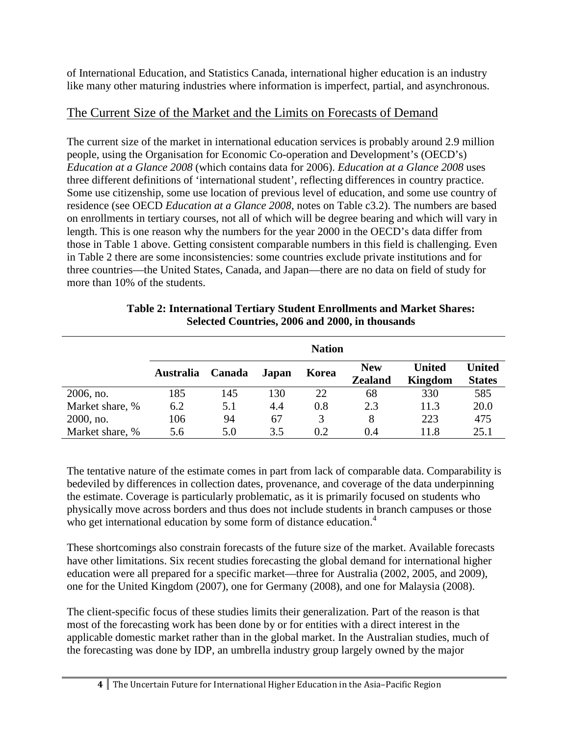of International Education, and Statistics Canada, international higher education is an industry like many other maturing industries where information is imperfect, partial, and asynchronous.

## The Current Size of the Market and the Limits on Forecasts of Demand

The current size of the market in international education services is probably around 2.9 million people, using the Organisation for Economic Co-operation and Development's (OECD's) *Education at a Glance 2008* (which contains data for 2006). *Education at a Glance 2008* uses three different definitions of 'international student', reflecting differences in country practice. Some use citizenship, some use location of previous level of education, and some use country of residence (see OECD *Education at a Glance 2008*, notes on Table c3.2). The numbers are based on enrollments in tertiary courses, not all of which will be degree bearing and which will vary in length. This is one reason why the numbers for the year 2000 in the OECD's data differ from those in Table 1 above. Getting consistent comparable numbers in this field is challenging. Even in Table 2 there are some inconsistencies: some countries exclude private institutions and for three countries—the United States, Canada, and Japan—there are no data on field of study for more than 10% of the students.

**Table 2: International Tertiary Student Enrollments and Market Shares: Selected Countries, 2006 and 2000, in thousands**

| | Nation | | | | | | |
|---|---|---|---|---|---|---|---|
| | **Australia** | **Canada** | **Japan** | **Korea** | **New Zealand** | **United Kingdom** | **United States** |
| 2006, no. | 185 | 145 | 130 | 22 | 68 | 330 | 585 |
| Market share, % | 6.2 | 5.1 | 4.4 | 0.8 | 2.3 | 11.3 | 20.0 |
| 2000, no. | 106 | 94 | 67 | 3 | 8 | 223 | 475 |
| Market share, % | 5.6 | 5.0 | 3.5 | 0.2 | 0.4 | 11.8 | 25.1 |

The tentative nature of the estimate comes in part from lack of comparable data. Comparability is bedeviled by differences in collection dates, provenance, and coverage of the data underpinning the estimate. Coverage is particularly problematic, as it is primarily focused on students who physically move across borders and thus does not include students in branch campuses or those who get international education by some form of distance education.[4]

These shortcomings also constrain forecasts of the future size of the market. Available forecasts have other limitations. Six recent studies forecasting the global demand for international higher education were all prepared for a specific market—three for Australia (2002, 2005, and 2009), one for the United Kingdom (2007), one for Germany (2008), and one for Malaysia (2008).

The client-specific focus of these studies limits their generalization. Part of the reason is that most of the forecasting work has been done by or for entities with a direct interest in the applicable domestic market rather than in the global market. In the Australian studies, much of the forecasting was done by IDP, an umbrella industry group largely owned by the major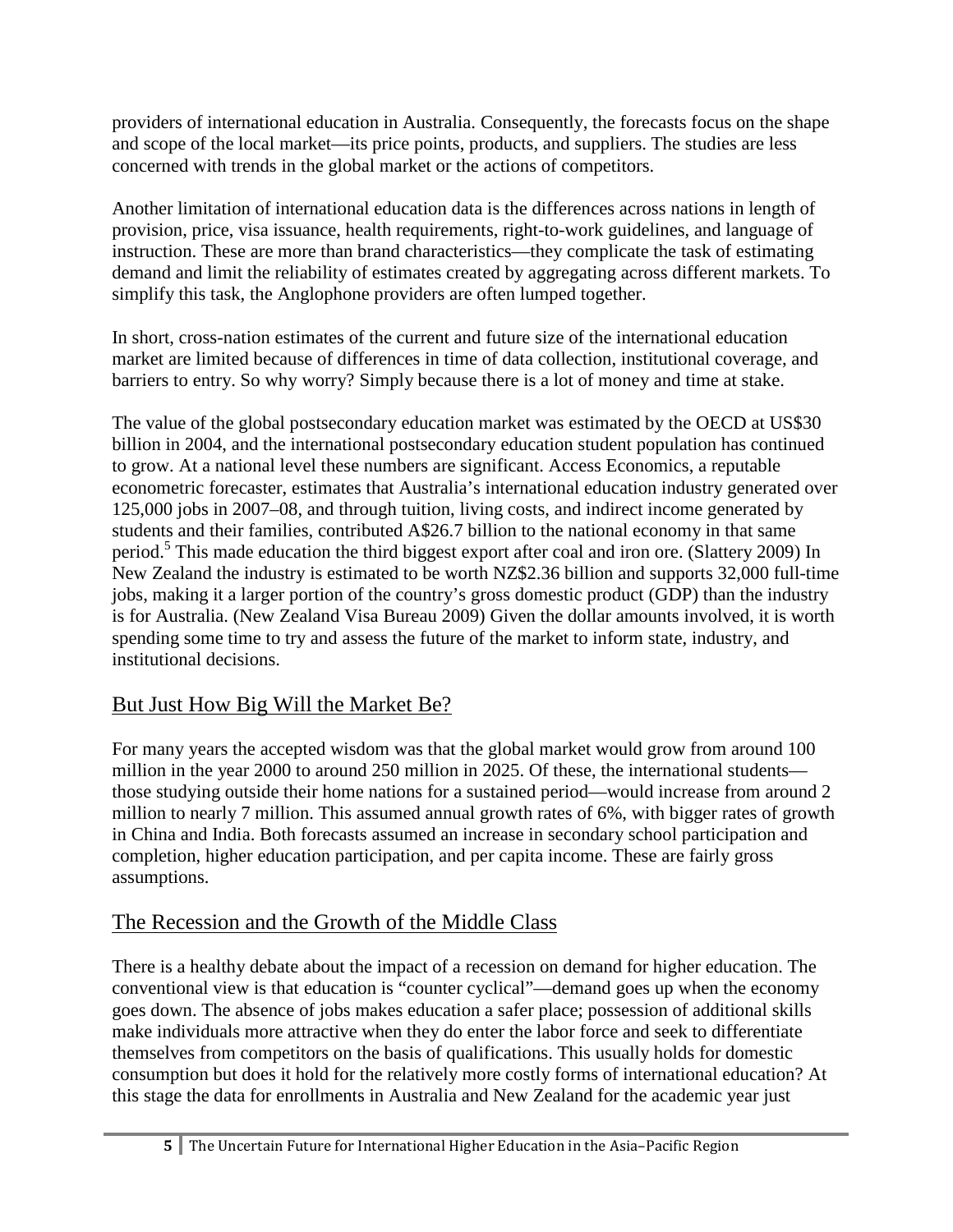providers of international education in Australia. Consequently, the forecasts focus on the shape and scope of the local market—its price points, products, and suppliers. The studies are less concerned with trends in the global market or the actions of competitors.

Another limitation of international education data is the differences across nations in length of provision, price, visa issuance, health requirements, right-to-work guidelines, and language of instruction. These are more than brand characteristics—they complicate the task of estimating demand and limit the reliability of estimates created by aggregating across different markets. To simplify this task, the Anglophone providers are often lumped together.

In short, cross-nation estimates of the current and future size of the international education market are limited because of differences in time of data collection, institutional coverage, and barriers to entry. So why worry? Simply because there is a lot of money and time at stake.

The value of the global postsecondary education market was estimated by the OECD at US$30 billion in 2004, and the international postsecondary education student population has continued to grow. At a national level these numbers are significant. Access Economics, a reputable econometric forecaster, estimates that Australia's international education industry generated over 125,000 jobs in 2007–08, and through tuition, living costs, and indirect income generated by students and their families, contributed A$26.7 billion to the national economy in that same period.[5] This made education the third biggest export after coal and iron ore. (Slattery 2009) In New Zealand the industry is estimated to be worth NZ$2.36 billion and supports 32,000 full-time jobs, making it a larger portion of the country's gross domestic product (GDP) than the industry is for Australia. (New Zealand Visa Bureau 2009) Given the dollar amounts involved, it is worth spending some time to try and assess the future of the market to inform state, industry, and institutional decisions.

## But Just How Big Will the Market Be?

For many years the accepted wisdom was that the global market would grow from around 100 million in the year 2000 to around 250 million in 2025. Of these, the international students—those studying outside their home nations for a sustained period—would increase from around 2 million to nearly 7 million. This assumed annual growth rates of 6%, with bigger rates of growth in China and India. Both forecasts assumed an increase in secondary school participation and completion, higher education participation, and per capita income. These are fairly gross assumptions.

## The Recession and the Growth of the Middle Class

There is a healthy debate about the impact of a recession on demand for higher education. The conventional view is that education is "counter cyclical"—demand goes up when the economy goes down. The absence of jobs makes education a safer place; possession of additional skills make individuals more attractive when they do enter the labor force and seek to differentiate themselves from competitors on the basis of qualifications. This usually holds for domestic consumption but does it hold for the relatively more costly forms of international education? At this stage the data for enrollments in Australia and New Zealand for the academic year just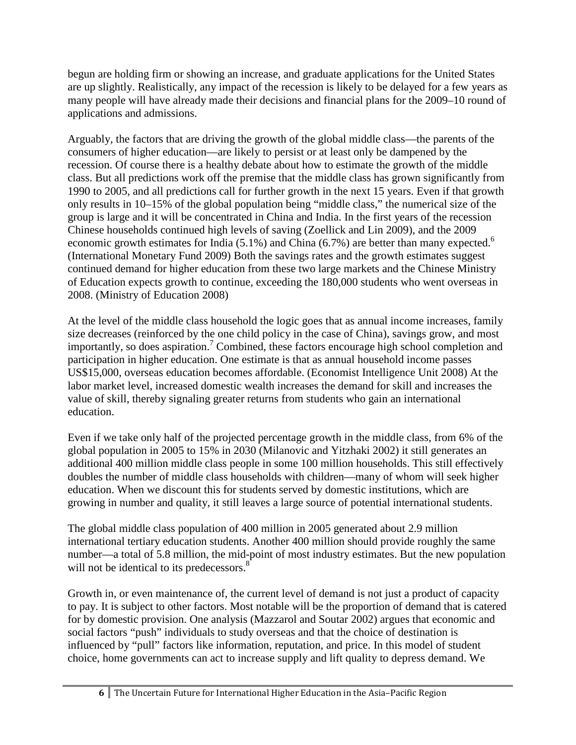begun are holding firm or showing an increase, and graduate applications for the United States are up slightly. Realistically, any impact of the recession is likely to be delayed for a few years as many people will have already made their decisions and financial plans for the 2009–10 round of applications and admissions.

Arguably, the factors that are driving the growth of the global middle class—the parents of the consumers of higher education—are likely to persist or at least only be dampened by the recession. Of course there is a healthy debate about how to estimate the growth of the middle class. But all predictions work off the premise that the middle class has grown significantly from 1990 to 2005, and all predictions call for further growth in the next 15 years. Even if that growth only results in 10–15% of the global population being "middle class," the numerical size of the group is large and it will be concentrated in China and India. In the first years of the recession Chinese households continued high levels of saving (Zoellick and Lin 2009), and the 2009 economic growth estimates for India (5.1%) and China (6.7%) are better than many expected.[6] (International Monetary Fund 2009) Both the savings rates and the growth estimates suggest continued demand for higher education from these two large markets and the Chinese Ministry of Education expects growth to continue, exceeding the 180,000 students who went overseas in 2008. (Ministry of Education 2008)

At the level of the middle class household the logic goes that as annual income increases, family size decreases (reinforced by the one child policy in the case of China), savings grow, and most importantly, so does aspiration.[7] Combined, these factors encourage high school completion and participation in higher education. One estimate is that as annual household income passes US$15,000, overseas education becomes affordable. (Economist Intelligence Unit 2008) At the labor market level, increased domestic wealth increases the demand for skill and increases the value of skill, thereby signaling greater returns from students who gain an international education.

Even if we take only half of the projected percentage growth in the middle class, from 6% of the global population in 2005 to 15% in 2030 (Milanovic and Yitzhaki 2002) it still generates an additional 400 million middle class people in some 100 million households. This still effectively doubles the number of middle class households with children—many of whom will seek higher education. When we discount this for students served by domestic institutions, which are growing in number and quality, it still leaves a large source of potential international students.

The global middle class population of 400 million in 2005 generated about 2.9 million international tertiary education students. Another 400 million should provide roughly the same number—a total of 5.8 million, the mid-point of most industry estimates. But the new population will not be identical to its predecessors.[8]

Growth in, or even maintenance of, the current level of demand is not just a product of capacity to pay. It is subject to other factors. Most notable will be the proportion of demand that is catered for by domestic provision. One analysis (Mazzarol and Soutar 2002) argues that economic and social factors "push" individuals to study overseas and that the choice of destination is influenced by "pull" factors like information, reputation, and price. In this model of student choice, home governments can act to increase supply and lift quality to depress demand. We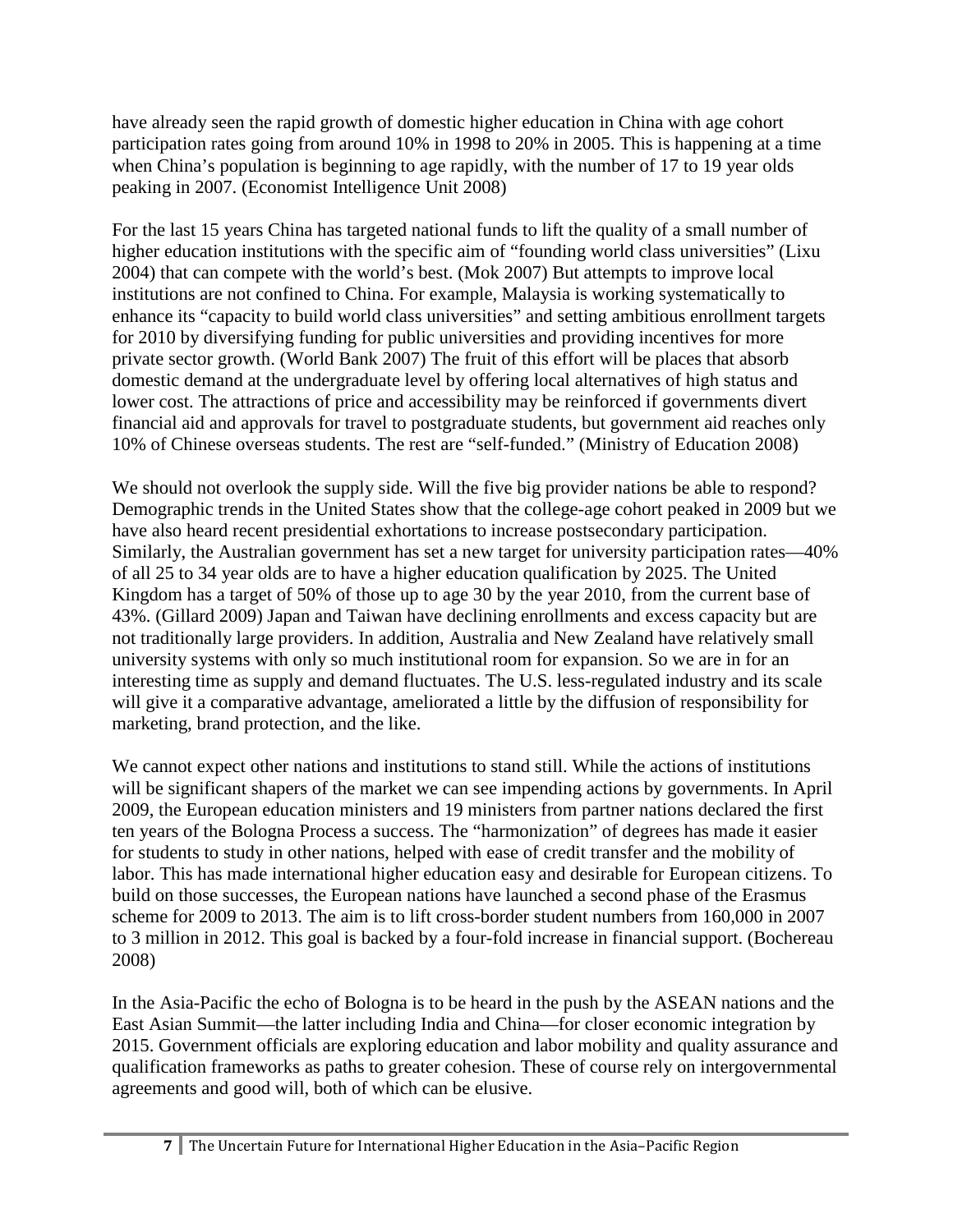have already seen the rapid growth of domestic higher education in China with age cohort participation rates going from around 10% in 1998 to 20% in 2005. This is happening at a time when China's population is beginning to age rapidly, with the number of 17 to 19 year olds peaking in 2007. (Economist Intelligence Unit 2008)

For the last 15 years China has targeted national funds to lift the quality of a small number of higher education institutions with the specific aim of "founding world class universities" (Lixu 2004) that can compete with the world's best. (Mok 2007) But attempts to improve local institutions are not confined to China. For example, Malaysia is working systematically to enhance its "capacity to build world class universities" and setting ambitious enrollment targets for 2010 by diversifying funding for public universities and providing incentives for more private sector growth. (World Bank 2007) The fruit of this effort will be places that absorb domestic demand at the undergraduate level by offering local alternatives of high status and lower cost. The attractions of price and accessibility may be reinforced if governments divert financial aid and approvals for travel to postgraduate students, but government aid reaches only 10% of Chinese overseas students. The rest are "self-funded." (Ministry of Education 2008)

We should not overlook the supply side. Will the five big provider nations be able to respond? Demographic trends in the United States show that the college-age cohort peaked in 2009 but we have also heard recent presidential exhortations to increase postsecondary participation. Similarly, the Australian government has set a new target for university participation rates—40% of all 25 to 34 year olds are to have a higher education qualification by 2025. The United Kingdom has a target of 50% of those up to age 30 by the year 2010, from the current base of 43%. (Gillard 2009) Japan and Taiwan have declining enrollments and excess capacity but are not traditionally large providers. In addition, Australia and New Zealand have relatively small university systems with only so much institutional room for expansion. So we are in for an interesting time as supply and demand fluctuates. The U.S. less-regulated industry and its scale will give it a comparative advantage, ameliorated a little by the diffusion of responsibility for marketing, brand protection, and the like.

We cannot expect other nations and institutions to stand still. While the actions of institutions will be significant shapers of the market we can see impending actions by governments. In April 2009, the European education ministers and 19 ministers from partner nations declared the first ten years of the Bologna Process a success. The "harmonization" of degrees has made it easier for students to study in other nations, helped with ease of credit transfer and the mobility of labor. This has made international higher education easy and desirable for European citizens. To build on those successes, the European nations have launched a second phase of the Erasmus scheme for 2009 to 2013. The aim is to lift cross-border student numbers from 160,000 in 2007 to 3 million in 2012. This goal is backed by a four-fold increase in financial support. (Bochereau 2008)

In the Asia-Pacific the echo of Bologna is to be heard in the push by the ASEAN nations and the East Asian Summit—the latter including India and China—for closer economic integration by 2015. Government officials are exploring education and labor mobility and quality assurance and qualification frameworks as paths to greater cohesion. These of course rely on intergovernmental agreements and good will, both of which can be elusive.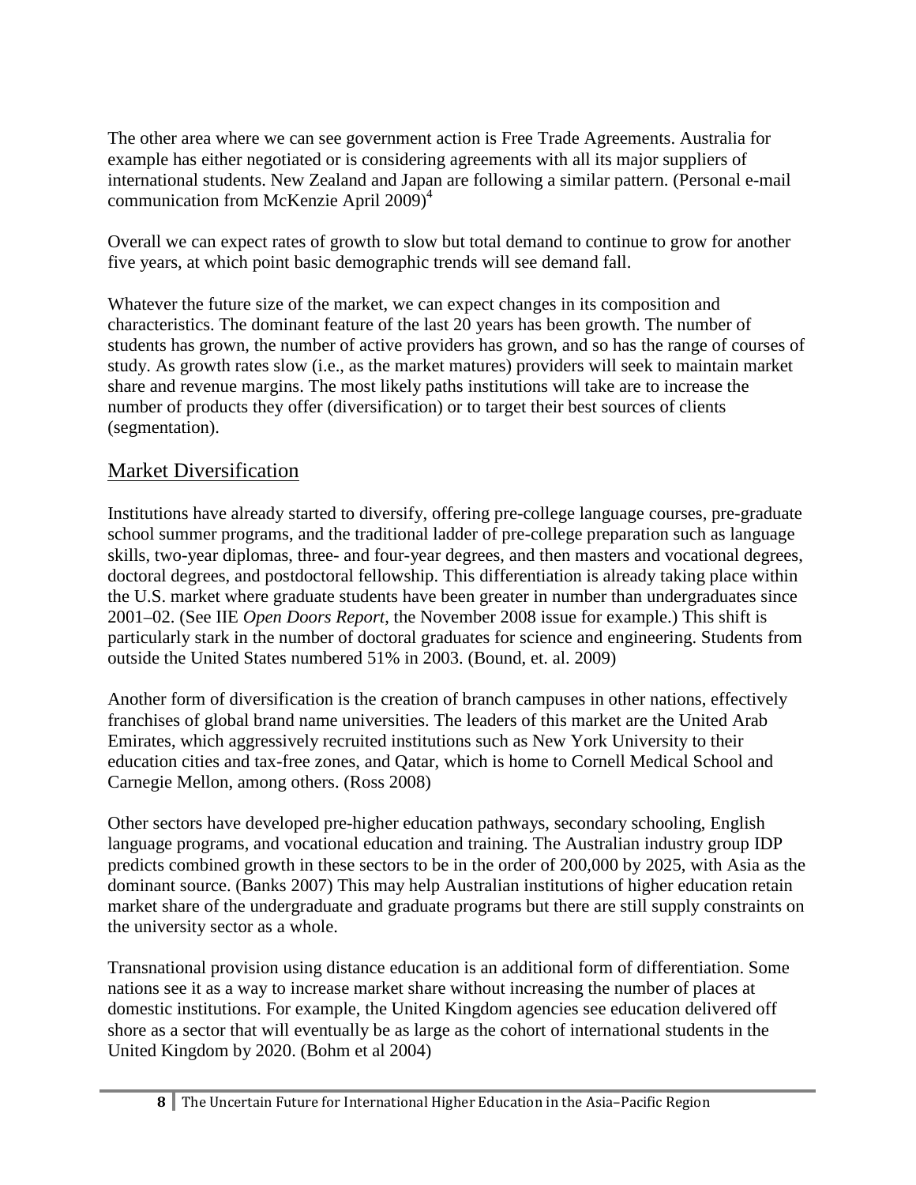The other area where we can see government action is Free Trade Agreements. Australia for example has either negotiated or is considering agreements with all its major suppliers of international students. New Zealand and Japan are following a similar pattern. (Personal e-mail communication from McKenzie April 2009)[4]

Overall we can expect rates of growth to slow but total demand to continue to grow for another five years, at which point basic demographic trends will see demand fall.

Whatever the future size of the market, we can expect changes in its composition and characteristics. The dominant feature of the last 20 years has been growth. The number of students has grown, the number of active providers has grown, and so has the range of courses of study. As growth rates slow (i.e., as the market matures) providers will seek to maintain market share and revenue margins. The most likely paths institutions will take are to increase the number of products they offer (diversification) or to target their best sources of clients (segmentation).

## Market Diversification

Institutions have already started to diversify, offering pre-college language courses, pre-graduate school summer programs, and the traditional ladder of pre-college preparation such as language skills, two-year diplomas, three- and four-year degrees, and then masters and vocational degrees, doctoral degrees, and postdoctoral fellowship. This differentiation is already taking place within the U.S. market where graduate students have been greater in number than undergraduates since 2001–02. (See IIE *Open Doors Report*, the November 2008 issue for example.) This shift is particularly stark in the number of doctoral graduates for science and engineering. Students from outside the United States numbered 51% in 2003. (Bound, et. al. 2009)

Another form of diversification is the creation of branch campuses in other nations, effectively franchises of global brand name universities. The leaders of this market are the United Arab Emirates, which aggressively recruited institutions such as New York University to their education cities and tax-free zones, and Qatar, which is home to Cornell Medical School and Carnegie Mellon, among others. (Ross 2008)

Other sectors have developed pre-higher education pathways, secondary schooling, English language programs, and vocational education and training. The Australian industry group IDP predicts combined growth in these sectors to be in the order of 200,000 by 2025, with Asia as the dominant source. (Banks 2007) This may help Australian institutions of higher education retain market share of the undergraduate and graduate programs but there are still supply constraints on the university sector as a whole.

Transnational provision using distance education is an additional form of differentiation. Some nations see it as a way to increase market share without increasing the number of places at domestic institutions. For example, the United Kingdom agencies see education delivered off shore as a sector that will eventually be as large as the cohort of international students in the United Kingdom by 2020. (Bohm et al 2004)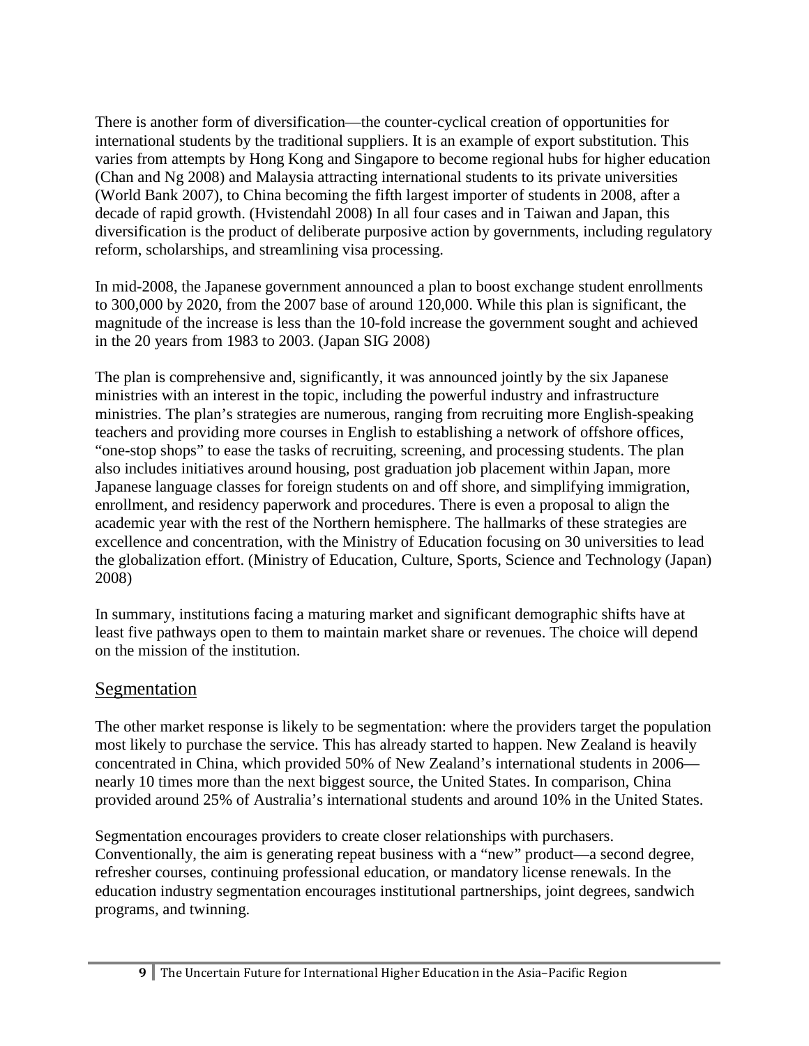There is another form of diversification—the counter-cyclical creation of opportunities for international students by the traditional suppliers. It is an example of export substitution. This varies from attempts by Hong Kong and Singapore to become regional hubs for higher education (Chan and Ng 2008) and Malaysia attracting international students to its private universities (World Bank 2007), to China becoming the fifth largest importer of students in 2008, after a decade of rapid growth. (Hvistendahl 2008) In all four cases and in Taiwan and Japan, this diversification is the product of deliberate purposive action by governments, including regulatory reform, scholarships, and streamlining visa processing.

In mid-2008, the Japanese government announced a plan to boost exchange student enrollments to 300,000 by 2020, from the 2007 base of around 120,000. While this plan is significant, the magnitude of the increase is less than the 10-fold increase the government sought and achieved in the 20 years from 1983 to 2003. (Japan SIG 2008)

The plan is comprehensive and, significantly, it was announced jointly by the six Japanese ministries with an interest in the topic, including the powerful industry and infrastructure ministries. The plan's strategies are numerous, ranging from recruiting more English-speaking teachers and providing more courses in English to establishing a network of offshore offices, "one-stop shops" to ease the tasks of recruiting, screening, and processing students. The plan also includes initiatives around housing, post graduation job placement within Japan, more Japanese language classes for foreign students on and off shore, and simplifying immigration, enrollment, and residency paperwork and procedures. There is even a proposal to align the academic year with the rest of the Northern hemisphere. The hallmarks of these strategies are excellence and concentration, with the Ministry of Education focusing on 30 universities to lead the globalization effort. (Ministry of Education, Culture, Sports, Science and Technology (Japan) 2008)

In summary, institutions facing a maturing market and significant demographic shifts have at least five pathways open to them to maintain market share or revenues. The choice will depend on the mission of the institution.

## Segmentation

The other market response is likely to be segmentation: where the providers target the population most likely to purchase the service. This has already started to happen. New Zealand is heavily concentrated in China, which provided 50% of New Zealand's international students in 2006—nearly 10 times more than the next biggest source, the United States. In comparison, China provided around 25% of Australia's international students and around 10% in the United States.

Segmentation encourages providers to create closer relationships with purchasers. Conventionally, the aim is generating repeat business with a "new" product—a second degree, refresher courses, continuing professional education, or mandatory license renewals. In the education industry segmentation encourages institutional partnerships, joint degrees, sandwich programs, and twinning.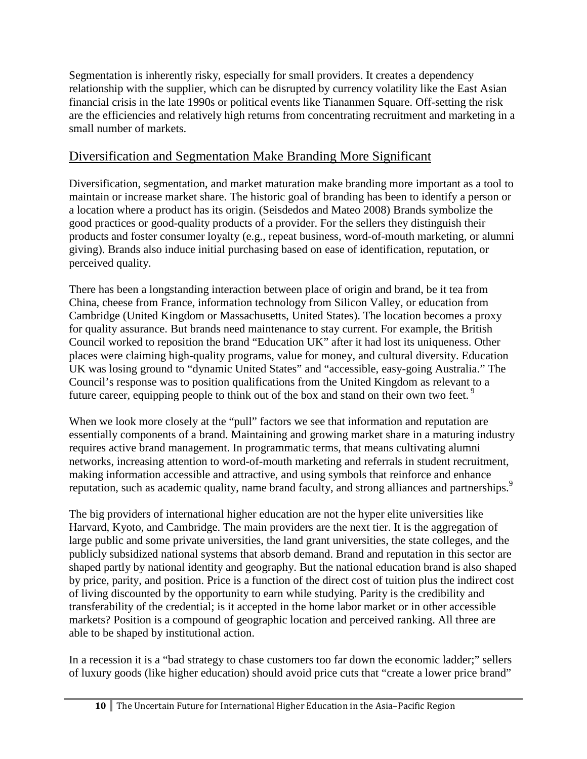Segmentation is inherently risky, especially for small providers. It creates a dependency relationship with the supplier, which can be disrupted by currency volatility like the East Asian financial crisis in the late 1990s or political events like Tiananmen Square. Off-setting the risk are the efficiencies and relatively high returns from concentrating recruitment and marketing in a small number of markets.

## Diversification and Segmentation Make Branding More Significant

Diversification, segmentation, and market maturation make branding more important as a tool to maintain or increase market share. The historic goal of branding has been to identify a person or a location where a product has its origin. (Seisdedos and Mateo 2008) Brands symbolize the good practices or good-quality products of a provider. For the sellers they distinguish their products and foster consumer loyalty (e.g., repeat business, word-of-mouth marketing, or alumni giving). Brands also induce initial purchasing based on ease of identification, reputation, or perceived quality.

There has been a longstanding interaction between place of origin and brand, be it tea from China, cheese from France, information technology from Silicon Valley, or education from Cambridge (United Kingdom or Massachusetts, United States). The location becomes a proxy for quality assurance. But brands need maintenance to stay current. For example, the British Council worked to reposition the brand "Education UK" after it had lost its uniqueness. Other places were claiming high-quality programs, value for money, and cultural diversity. Education UK was losing ground to "dynamic United States" and "accessible, easy-going Australia." The Council's response was to position qualifications from the United Kingdom as relevant to a future career, equipping people to think out of the box and stand on their own two feet. [9]

When we look more closely at the "pull" factors we see that information and reputation are essentially components of a brand. Maintaining and growing market share in a maturing industry requires active brand management. In programmatic terms, that means cultivating alumni networks, increasing attention to word-of-mouth marketing and referrals in student recruitment, making information accessible and attractive, and using symbols that reinforce and enhance reputation, such as academic quality, name brand faculty, and strong alliances and partnerships.[9]

The big providers of international higher education are not the hyper elite universities like Harvard, Kyoto, and Cambridge. The main providers are the next tier. It is the aggregation of large public and some private universities, the land grant universities, the state colleges, and the publicly subsidized national systems that absorb demand. Brand and reputation in this sector are shaped partly by national identity and geography. But the national education brand is also shaped by price, parity, and position. Price is a function of the direct cost of tuition plus the indirect cost of living discounted by the opportunity to earn while studying. Parity is the credibility and transferability of the credential; is it accepted in the home labor market or in other accessible markets? Position is a compound of geographic location and perceived ranking. All three are able to be shaped by institutional action.

In a recession it is a "bad strategy to chase customers too far down the economic ladder;" sellers of luxury goods (like higher education) should avoid price cuts that "create a lower price brand"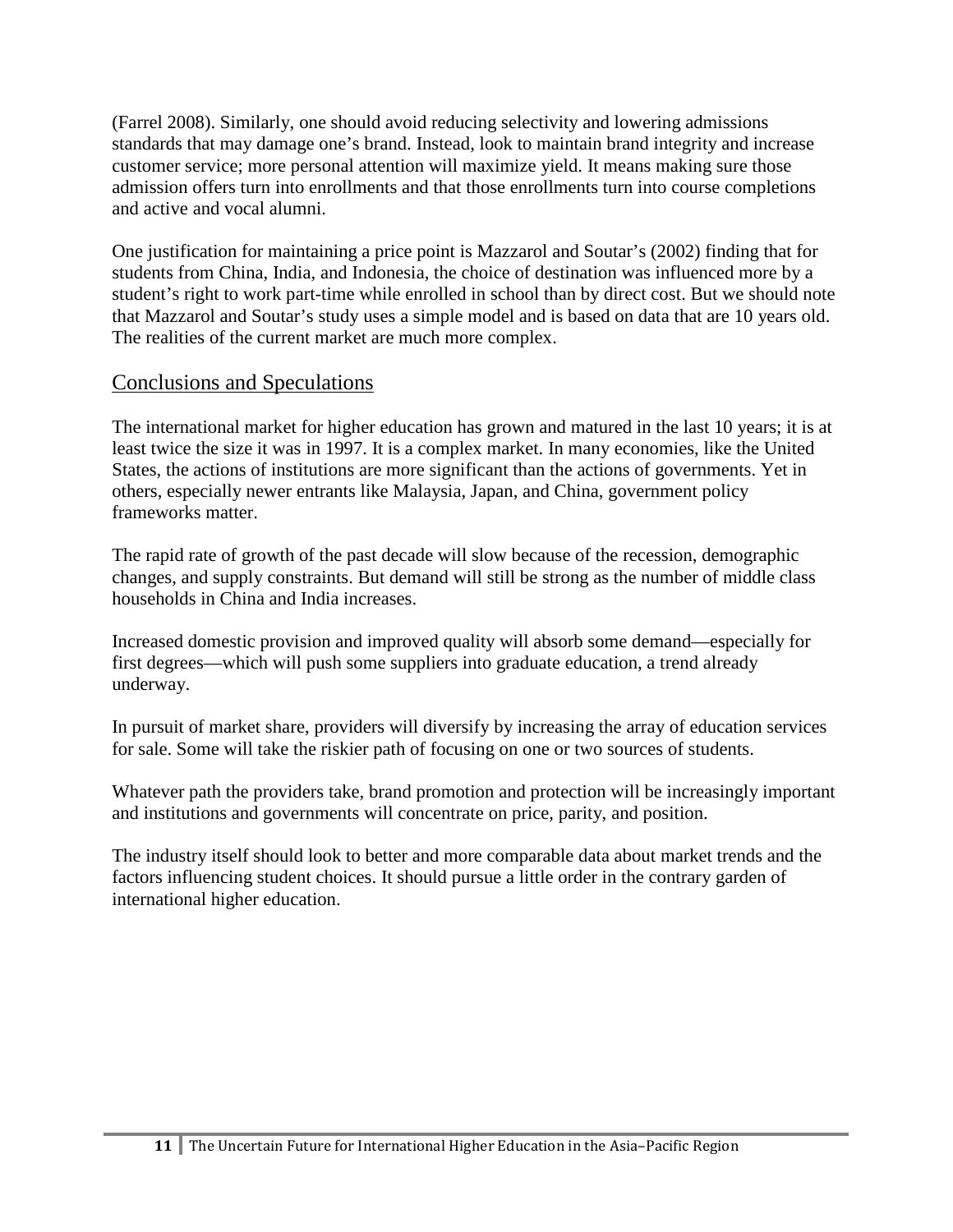(Farrel 2008). Similarly, one should avoid reducing selectivity and lowering admissions standards that may damage one's brand. Instead, look to maintain brand integrity and increase customer service; more personal attention will maximize yield. It means making sure those admission offers turn into enrollments and that those enrollments turn into course completions and active and vocal alumni.

One justification for maintaining a price point is Mazzarol and Soutar's (2002) finding that for students from China, India, and Indonesia, the choice of destination was influenced more by a student's right to work part-time while enrolled in school than by direct cost. But we should note that Mazzarol and Soutar's study uses a simple model and is based on data that are 10 years old. The realities of the current market are much more complex.

## Conclusions and Speculations

The international market for higher education has grown and matured in the last 10 years; it is at least twice the size it was in 1997. It is a complex market. In many economies, like the United States, the actions of institutions are more significant than the actions of governments. Yet in others, especially newer entrants like Malaysia, Japan, and China, government policy frameworks matter.

The rapid rate of growth of the past decade will slow because of the recession, demographic changes, and supply constraints. But demand will still be strong as the number of middle class households in China and India increases.

Increased domestic provision and improved quality will absorb some demand—especially for first degrees—which will push some suppliers into graduate education, a trend already underway.

In pursuit of market share, providers will diversify by increasing the array of education services for sale. Some will take the riskier path of focusing on one or two sources of students.

Whatever path the providers take, brand promotion and protection will be increasingly important and institutions and governments will concentrate on price, parity, and position.

The industry itself should look to better and more comparable data about market trends and the factors influencing student choices. It should pursue a little order in the contrary garden of international higher education.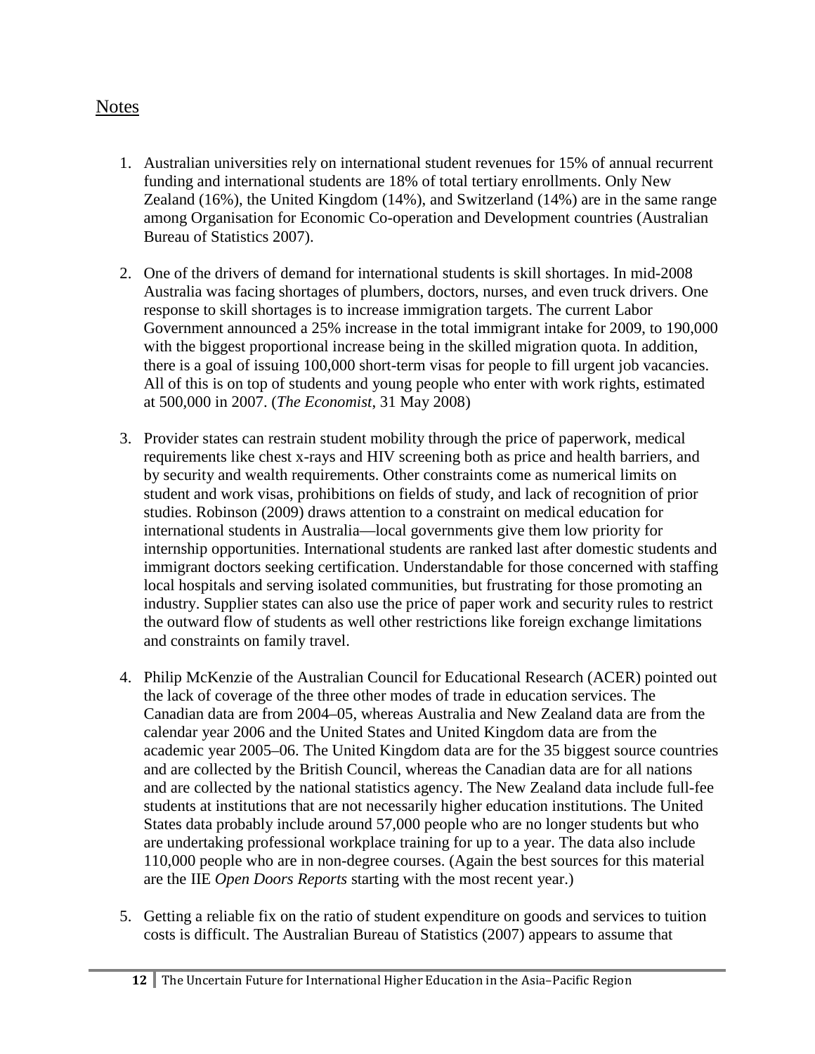## Notes

1. Australian universities rely on international student revenues for 15% of annual recurrent funding and international students are 18% of total tertiary enrollments. Only New Zealand (16%), the United Kingdom (14%), and Switzerland (14%) are in the same range among Organisation for Economic Co-operation and Development countries (Australian Bureau of Statistics 2007).

2. One of the drivers of demand for international students is skill shortages. In mid-2008 Australia was facing shortages of plumbers, doctors, nurses, and even truck drivers. One response to skill shortages is to increase immigration targets. The current Labor Government announced a 25% increase in the total immigrant intake for 2009, to 190,000 with the biggest proportional increase being in the skilled migration quota. In addition, there is a goal of issuing 100,000 short-term visas for people to fill urgent job vacancies. All of this is on top of students and young people who enter with work rights, estimated at 500,000 in 2007. (*The Economist*, 31 May 2008)

3. Provider states can restrain student mobility through the price of paperwork, medical requirements like chest x-rays and HIV screening both as price and health barriers, and by security and wealth requirements. Other constraints come as numerical limits on student and work visas, prohibitions on fields of study, and lack of recognition of prior studies. Robinson (2009) draws attention to a constraint on medical education for international students in Australia—local governments give them low priority for internship opportunities. International students are ranked last after domestic students and immigrant doctors seeking certification. Understandable for those concerned with staffing local hospitals and serving isolated communities, but frustrating for those promoting an industry. Supplier states can also use the price of paper work and security rules to restrict the outward flow of students as well other restrictions like foreign exchange limitations and constraints on family travel.

4. Philip McKenzie of the Australian Council for Educational Research (ACER) pointed out the lack of coverage of the three other modes of trade in education services. The Canadian data are from 2004–05, whereas Australia and New Zealand data are from the calendar year 2006 and the United States and United Kingdom data are from the academic year 2005–06. The United Kingdom data are for the 35 biggest source countries and are collected by the British Council, whereas the Canadian data are for all nations and are collected by the national statistics agency. The New Zealand data include full-fee students at institutions that are not necessarily higher education institutions. The United States data probably include around 57,000 people who are no longer students but who are undertaking professional workplace training for up to a year. The data also include 110,000 people who are in non-degree courses. (Again the best sources for this material are the IIE *Open Doors Reports* starting with the most recent year.)

5. Getting a reliable fix on the ratio of student expenditure on goods and services to tuition costs is difficult. The Australian Bureau of Statistics (2007) appears to assume that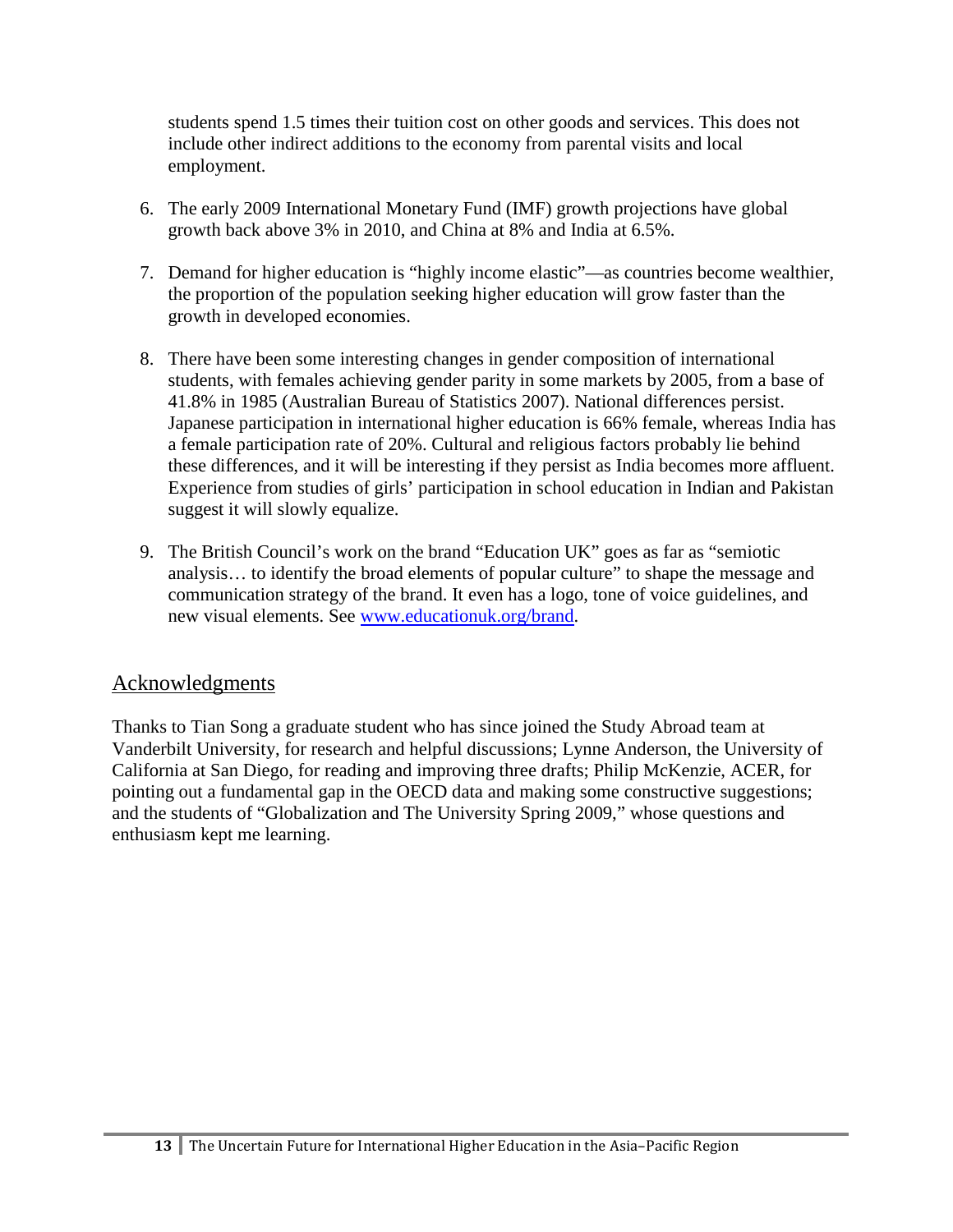students spend 1.5 times their tuition cost on other goods and services. This does not include other indirect additions to the economy from parental visits and local employment.

6. The early 2009 International Monetary Fund (IMF) growth projections have global growth back above 3% in 2010, and China at 8% and India at 6.5%.

7. Demand for higher education is "highly income elastic"—as countries become wealthier, the proportion of the population seeking higher education will grow faster than the growth in developed economies.

8. There have been some interesting changes in gender composition of international students, with females achieving gender parity in some markets by 2005, from a base of 41.8% in 1985 (Australian Bureau of Statistics 2007). National differences persist. Japanese participation in international higher education is 66% female, whereas India has a female participation rate of 20%. Cultural and religious factors probably lie behind these differences, and it will be interesting if they persist as India becomes more affluent. Experience from studies of girls' participation in school education in Indian and Pakistan suggest it will slowly equalize.

9. The British Council's work on the brand "Education UK" goes as far as "semiotic analysis… to identify the broad elements of popular culture" to shape the message and communication strategy of the brand. It even has a logo, tone of voice guidelines, and new visual elements. See [www.educationuk.org/brand](www.educationuk.org/brand).

## Acknowledgments

Thanks to Tian Song a graduate student who has since joined the Study Abroad team at Vanderbilt University, for research and helpful discussions; Lynne Anderson, the University of California at San Diego, for reading and improving three drafts; Philip McKenzie, ACER, for pointing out a fundamental gap in the OECD data and making some constructive suggestions; and the students of "Globalization and The University Spring 2009," whose questions and enthusiasm kept me learning.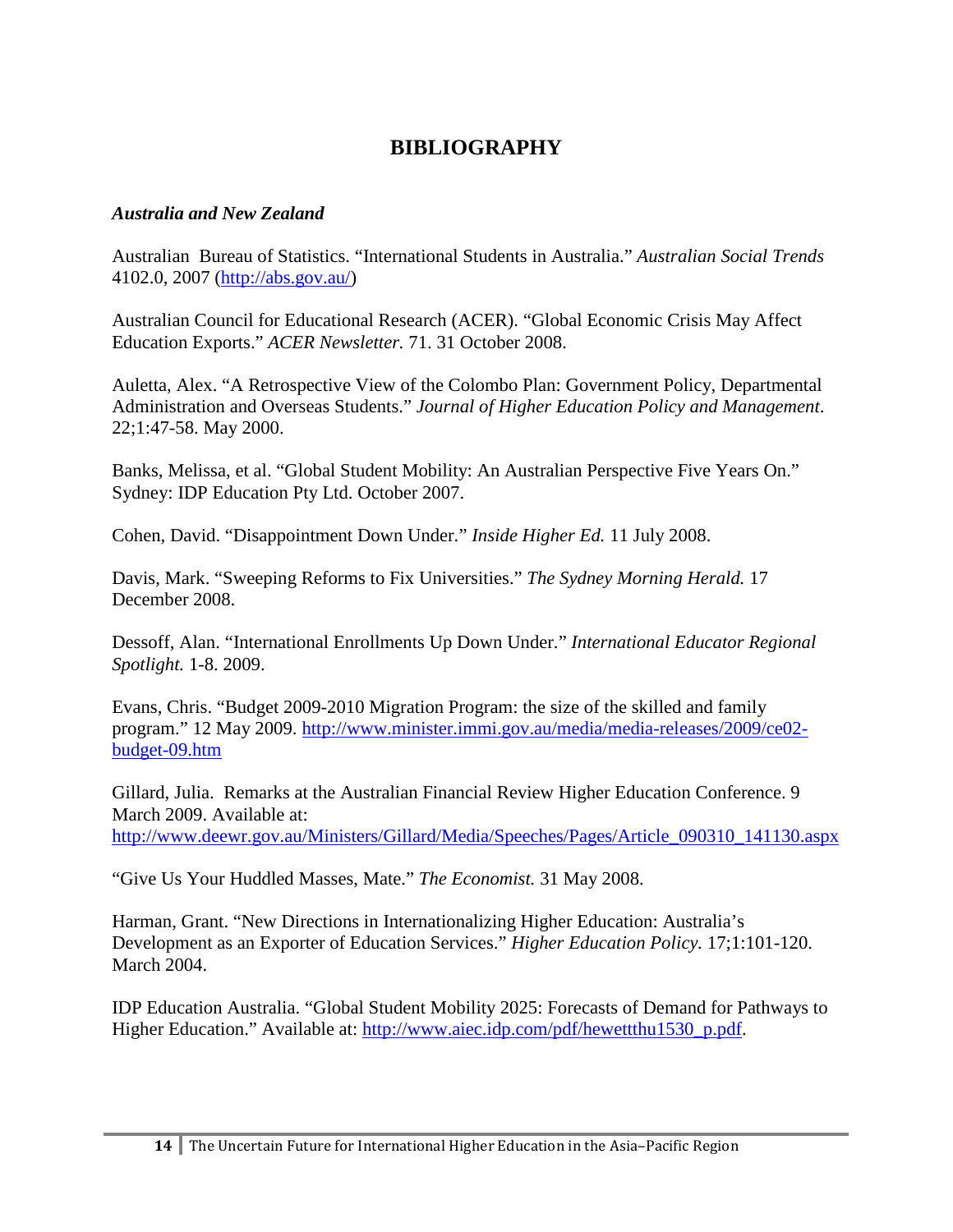# BIBLIOGRAPHY

***Australia and New Zealand***

Australian Bureau of Statistics. "International Students in Australia." *Australian Social Trends* 4102.0, 2007 (http://abs.gov.au/)

Australian Council for Educational Research (ACER). "Global Economic Crisis May Affect Education Exports." *ACER Newsletter.* 71. 31 October 2008.

Auletta, Alex. "A Retrospective View of the Colombo Plan: Government Policy, Departmental Administration and Overseas Students." *Journal of Higher Education Policy and Management*. 22;1:47-58. May 2000.

Banks, Melissa, et al. "Global Student Mobility: An Australian Perspective Five Years On." Sydney: IDP Education Pty Ltd. October 2007.

Cohen, David. "Disappointment Down Under." *Inside Higher Ed.* 11 July 2008.

Davis, Mark. "Sweeping Reforms to Fix Universities." *The Sydney Morning Herald.* 17 December 2008.

Dessoff, Alan. "International Enrollments Up Down Under." *International Educator Regional Spotlight.* 1-8. 2009.

Evans, Chris. "Budget 2009-2010 Migration Program: the size of the skilled and family program." 12 May 2009. http://www.minister.immi.gov.au/media/media-releases/2009/ce02-budget-09.htm

Gillard, Julia. Remarks at the Australian Financial Review Higher Education Conference. 9 March 2009. Available at: http://www.deewr.gov.au/Ministers/Gillard/Media/Speeches/Pages/Article_090310_141130.aspx

"Give Us Your Huddled Masses, Mate." *The Economist.* 31 May 2008.

Harman, Grant. "New Directions in Internationalizing Higher Education: Australia's Development as an Exporter of Education Services." *Higher Education Policy.* 17;1:101-120. March 2004.

IDP Education Australia. "Global Student Mobility 2025: Forecasts of Demand for Pathways to Higher Education." Available at: http://www.aiec.idp.com/pdf/hewettthu1530_p.pdf.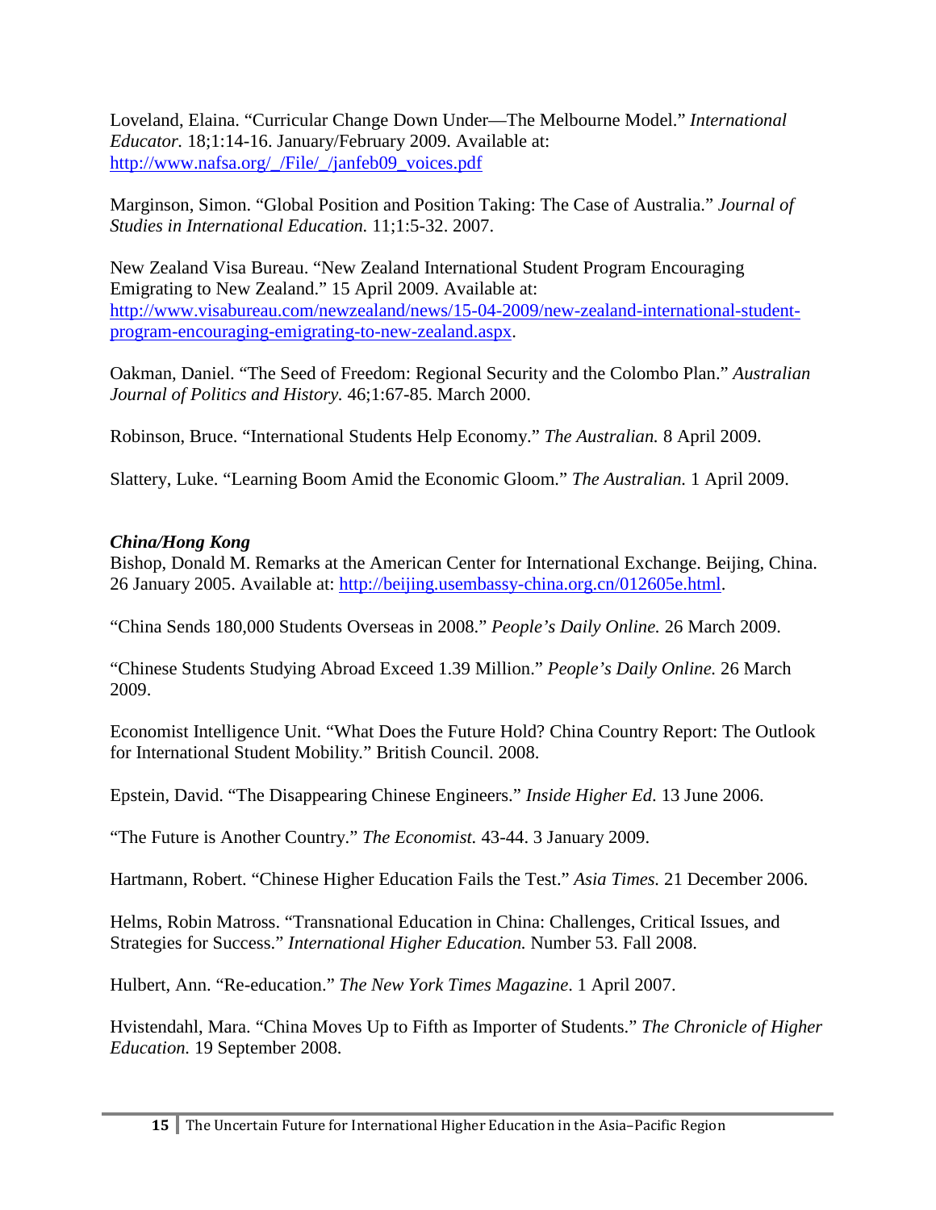Loveland, Elaina. “Curricular Change Down Under—The Melbourne Model.” *International Educator.* 18;1:14-16. January/February 2009. Available at: [http://www.nafsa.org/_/File/_/janfeb09_voices.pdf](http://www.nafsa.org/_/File/_/janfeb09_voices.pdf)

Marginson, Simon. “Global Position and Position Taking: The Case of Australia.” *Journal of Studies in International Education.* 11;1:5-32. 2007.

New Zealand Visa Bureau. “New Zealand International Student Program Encouraging Emigrating to New Zealand.” 15 April 2009. Available at: [http://www.visabureau.com/newzealand/news/15-04-2009/new-zealand-international-student-program-encouraging-emigrating-to-new-zealand.aspx](http://www.visabureau.com/newzealand/news/15-04-2009/new-zealand-international-student-program-encouraging-emigrating-to-new-zealand.aspx).

Oakman, Daniel. “The Seed of Freedom: Regional Security and the Colombo Plan.” *Australian Journal of Politics and History.* 46;1:67-85. March 2000.

Robinson, Bruce. “International Students Help Economy.” *The Australian.* 8 April 2009.

Slattery, Luke. “Learning Boom Amid the Economic Gloom.” *The Australian.* 1 April 2009.

***China/Hong Kong***

Bishop, Donald M. Remarks at the American Center for International Exchange. Beijing, China. 26 January 2005. Available at: [http://beijing.usembassy-china.org.cn/012605e.html](http://beijing.usembassy-china.org.cn/012605e.html).

“China Sends 180,000 Students Overseas in 2008.” *People’s Daily Online.* 26 March 2009.

“Chinese Students Studying Abroad Exceed 1.39 Million.” *People’s Daily Online.* 26 March 2009.

Economist Intelligence Unit. “What Does the Future Hold? China Country Report: The Outlook for International Student Mobility.” British Council. 2008.

Epstein, David. “The Disappearing Chinese Engineers.” *Inside Higher Ed.* 13 June 2006.

“The Future is Another Country.” *The Economist.* 43-44. 3 January 2009.

Hartmann, Robert. “Chinese Higher Education Fails the Test.” *Asia Times.* 21 December 2006.

Helms, Robin Matross. “Transnational Education in China: Challenges, Critical Issues, and Strategies for Success.” *International Higher Education.* Number 53. Fall 2008.

Hulbert, Ann. “Re-education.” *The New York Times Magazine*. 1 April 2007.

Hvistendahl, Mara. “China Moves Up to Fifth as Importer of Students.” *The Chronicle of Higher Education.* 19 September 2008.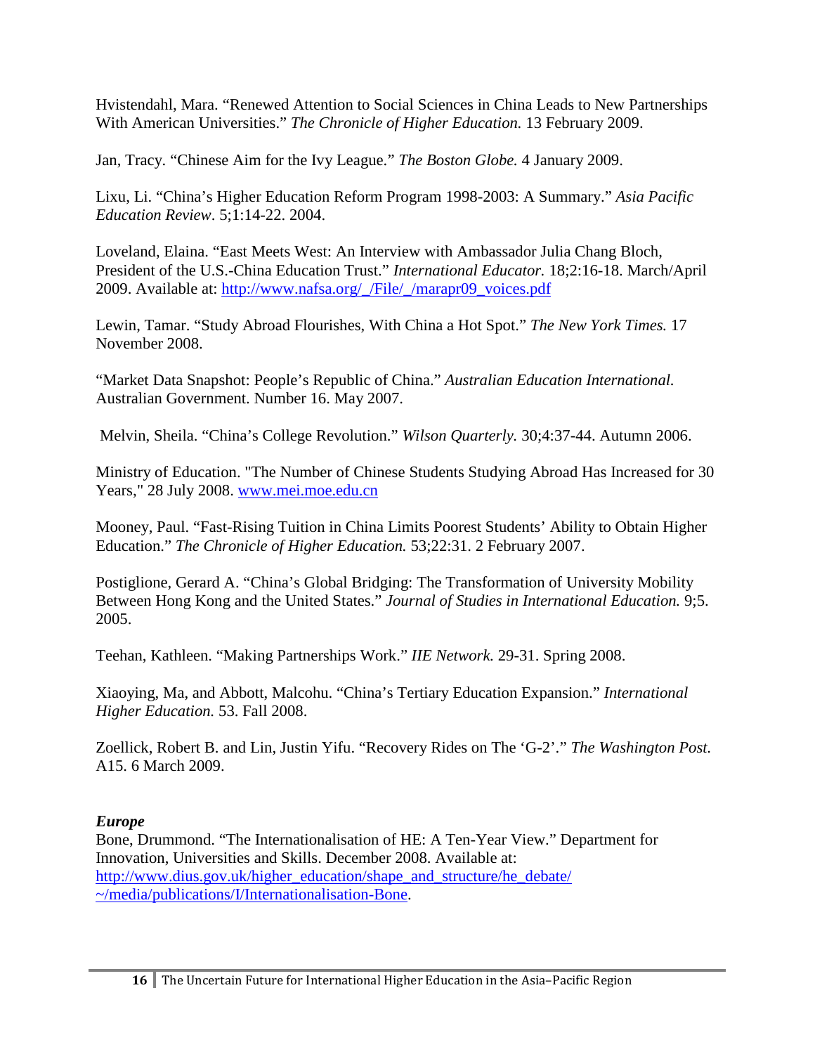Hvistendahl, Mara. "Renewed Attention to Social Sciences in China Leads to New Partnerships With American Universities." *The Chronicle of Higher Education.* 13 February 2009.

Jan, Tracy. "Chinese Aim for the Ivy League." *The Boston Globe.* 4 January 2009.

Lixu, Li. "China's Higher Education Reform Program 1998-2003: A Summary." *Asia Pacific Education Review*. 5;1:14-22. 2004.

Loveland, Elaina. "East Meets West: An Interview with Ambassador Julia Chang Bloch, President of the U.S.-China Education Trust." *International Educator.* 18;2:16-18. March/April 2009. Available at: http://www.nafsa.org/_/File/_/marapr09_voices.pdf

Lewin, Tamar. "Study Abroad Flourishes, With China a Hot Spot." *The New York Times.* 17 November 2008.

"Market Data Snapshot: People's Republic of China." *Australian Education International.* Australian Government. Number 16. May 2007.

Melvin, Sheila. "China's College Revolution." *Wilson Quarterly.* 30;4:37-44. Autumn 2006.

Ministry of Education. "The Number of Chinese Students Studying Abroad Has Increased for 30 Years," 28 July 2008. www.mei.moe.edu.cn

Mooney, Paul. "Fast-Rising Tuition in China Limits Poorest Students' Ability to Obtain Higher Education." *The Chronicle of Higher Education.* 53;22:31. 2 February 2007.

Postiglione, Gerard A. "China's Global Bridging: The Transformation of University Mobility Between Hong Kong and the United States." *Journal of Studies in International Education.* 9;5. 2005.

Teehan, Kathleen. "Making Partnerships Work." *IIE Network.* 29-31. Spring 2008.

Xiaoying, Ma, and Abbott, Malcohu. "China's Tertiary Education Expansion." *International Higher Education.* 53. Fall 2008.

Zoellick, Robert B. and Lin, Justin Yifu. "Recovery Rides on The 'G-2'." *The Washington Post.* A15. 6 March 2009.

***Europe***

Bone, Drummond. "The Internationalisation of HE: A Ten-Year View." Department for Innovation, Universities and Skills. December 2008. Available at: http://www.dius.gov.uk/higher_education/shape_and_structure/he_debate/~/media/publications/I/Internationalisation-Bone.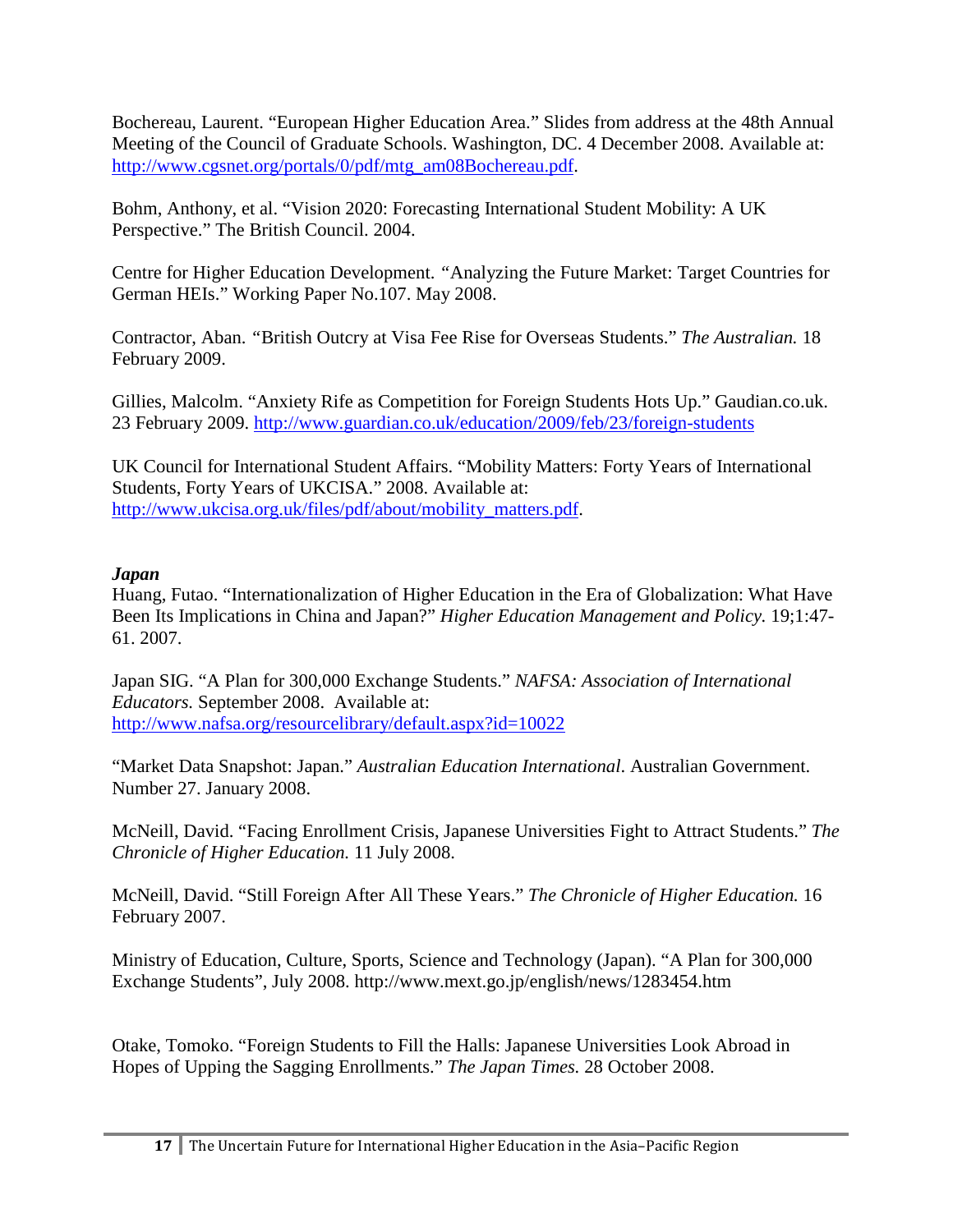Bochereau, Laurent. “European Higher Education Area.” Slides from address at the 48th Annual Meeting of the Council of Graduate Schools. Washington, DC. 4 December 2008. Available at: http://www.cgsnet.org/portals/0/pdf/mtg_am08Bochereau.pdf.

Bohm, Anthony, et al. “Vision 2020: Forecasting International Student Mobility: A UK Perspective.” The British Council. 2004.

Centre for Higher Education Development. “Analyzing the Future Market: Target Countries for German HEIs.” Working Paper No.107. May 2008.

Contractor, Aban. “British Outcry at Visa Fee Rise for Overseas Students.” *The Australian.* 18 February 2009.

Gillies, Malcolm. “Anxiety Rife as Competition for Foreign Students Hots Up.” Gaudian.co.uk. 23 February 2009. http://www.guardian.co.uk/education/2009/feb/23/foreign-students

UK Council for International Student Affairs. “Mobility Matters: Forty Years of International Students, Forty Years of UKCISA.” 2008. Available at: http://www.ukcisa.org.uk/files/pdf/about/mobility_matters.pdf.

***Japan***

Huang, Futao. “Internationalization of Higher Education in the Era of Globalization: What Have Been Its Implications in China and Japan?” *Higher Education Management and Policy.* 19;1:47-61. 2007.

Japan SIG. “A Plan for 300,000 Exchange Students.” *NAFSA: Association of International Educators.* September 2008. Available at: http://www.nafsa.org/resourcelibrary/default.aspx?id=10022

“Market Data Snapshot: Japan.” *Australian Education International*. Australian Government. Number 27. January 2008.

McNeill, David. “Facing Enrollment Crisis, Japanese Universities Fight to Attract Students.” *The Chronicle of Higher Education.* 11 July 2008.

McNeill, David. “Still Foreign After All These Years.” *The Chronicle of Higher Education.* 16 February 2007.

Ministry of Education, Culture, Sports, Science and Technology (Japan). “A Plan for 300,000 Exchange Students”, July 2008. http://www.mext.go.jp/english/news/1283454.htm

Otake, Tomoko. “Foreign Students to Fill the Halls: Japanese Universities Look Abroad in Hopes of Upping the Sagging Enrollments.” *The Japan Times.* 28 October 2008.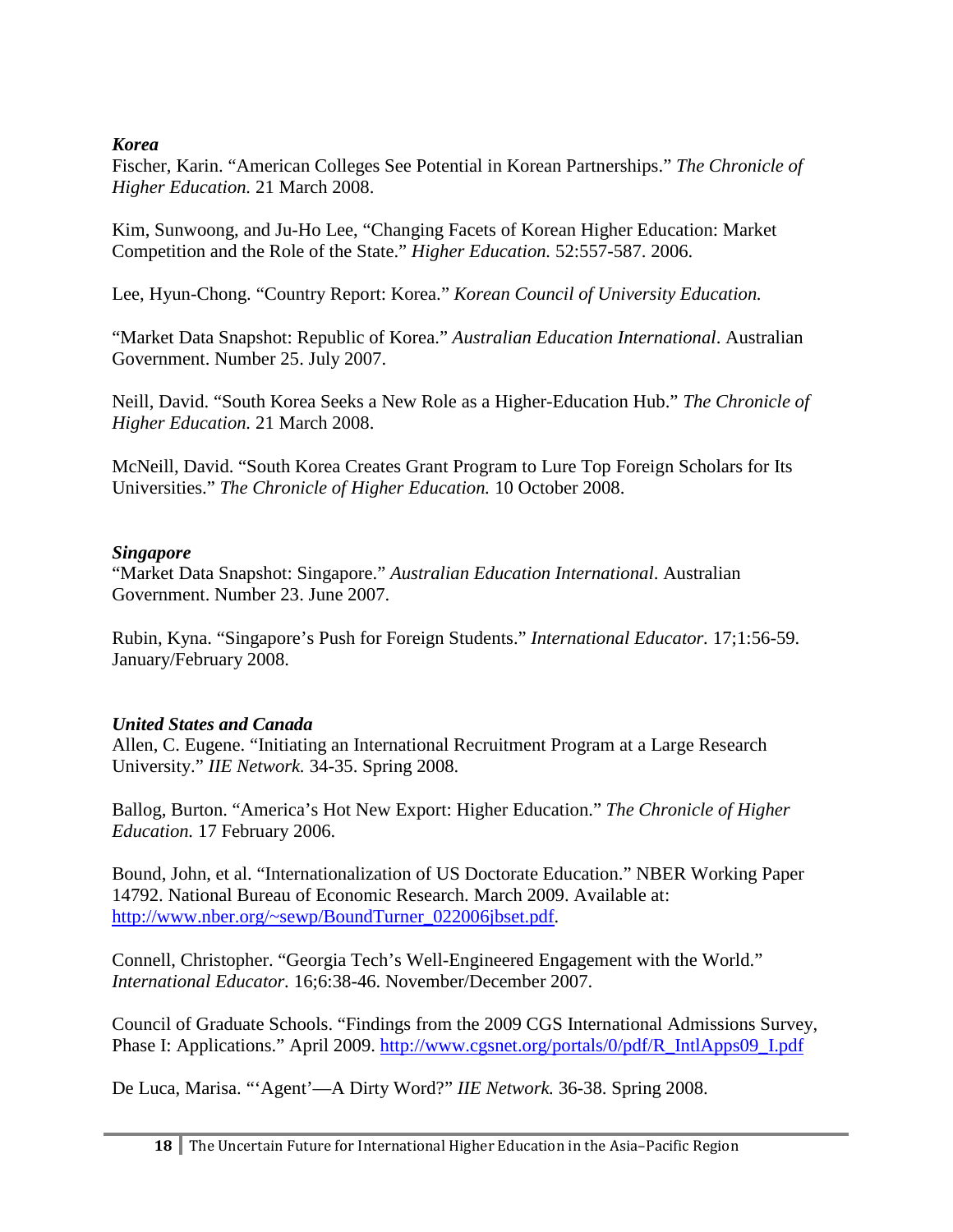***Korea***

Fischer, Karin. "American Colleges See Potential in Korean Partnerships." *The Chronicle of Higher Education.* 21 March 2008.

Kim, Sunwoong, and Ju-Ho Lee, "Changing Facets of Korean Higher Education: Market Competition and the Role of the State." *Higher Education.* 52:557-587. 2006.

Lee, Hyun-Chong. "Country Report: Korea." *Korean Council of University Education.*

"Market Data Snapshot: Republic of Korea." *Australian Education International*. Australian Government. Number 25. July 2007.

Neill, David. "South Korea Seeks a New Role as a Higher-Education Hub." *The Chronicle of Higher Education.* 21 March 2008.

McNeill, David. "South Korea Creates Grant Program to Lure Top Foreign Scholars for Its Universities." *The Chronicle of Higher Education.* 10 October 2008.

***Singapore***

"Market Data Snapshot: Singapore." *Australian Education International*. Australian Government. Number 23. June 2007.

Rubin, Kyna. "Singapore's Push for Foreign Students." *International Educator.* 17;1:56-59. January/February 2008.

***United States and Canada***

Allen, C. Eugene. "Initiating an International Recruitment Program at a Large Research University." *IIE Network.* 34-35. Spring 2008.

Ballog, Burton. "America's Hot New Export: Higher Education." *The Chronicle of Higher Education.* 17 February 2006.

Bound, John, et al. "Internationalization of US Doctorate Education." NBER Working Paper 14792. National Bureau of Economic Research. March 2009. Available at: http://www.nber.org/~sewp/BoundTurner_022006jbset.pdf.

Connell, Christopher. "Georgia Tech's Well-Engineered Engagement with the World." *International Educator.* 16;6:38-46. November/December 2007.

Council of Graduate Schools. "Findings from the 2009 CGS International Admissions Survey, Phase I: Applications." April 2009. http://www.cgsnet.org/portals/0/pdf/R_IntlApps09_I.pdf

De Luca, Marisa. "'Agent'—A Dirty Word?" *IIE Network.* 36-38. Spring 2008.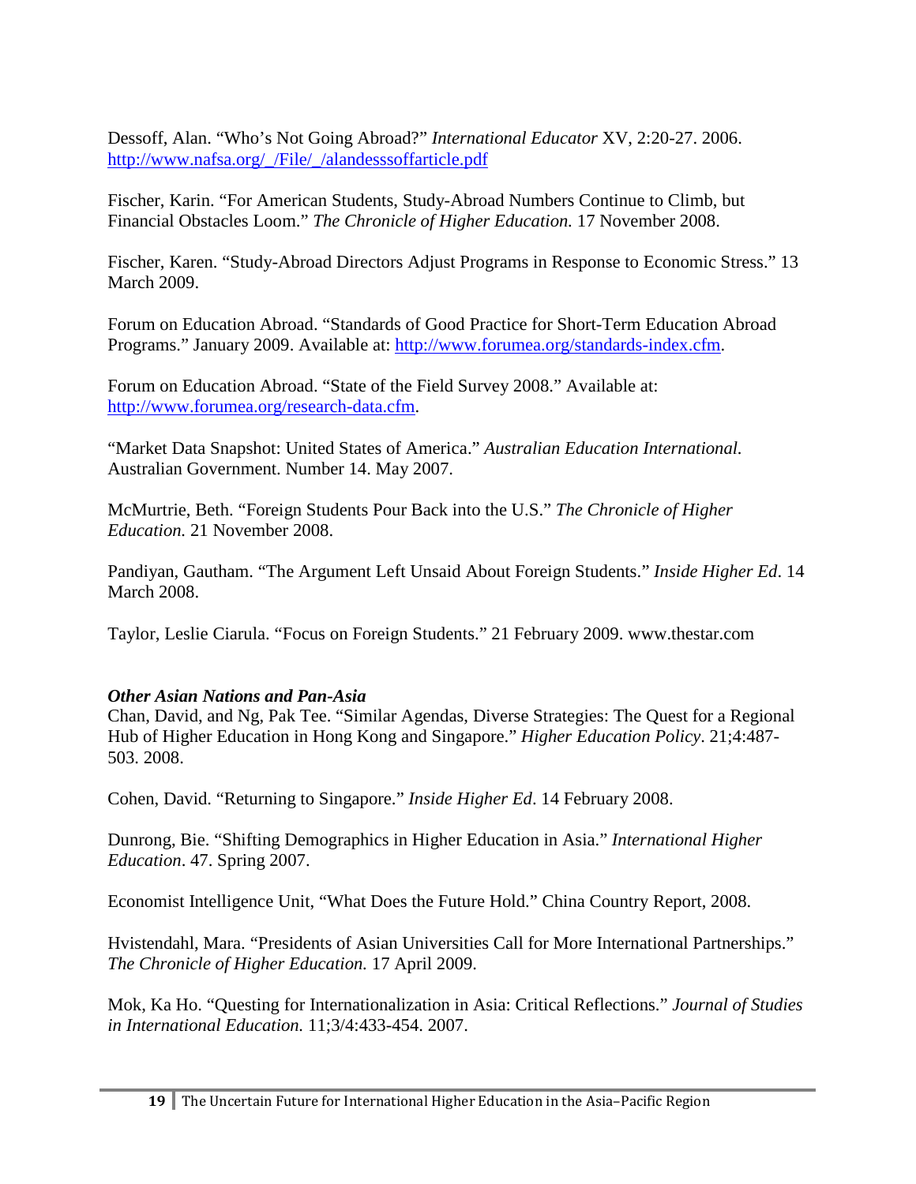Dessoff, Alan. "Who's Not Going Abroad?" *International Educator* XV, 2:20-27. 2006. [http://www.nafsa.org/_/File/_/alandesssoffarticle.pdf](http://www.nafsa.org/_/File/_/alandesssoffarticle.pdf)

Fischer, Karin. "For American Students, Study-Abroad Numbers Continue to Climb, but Financial Obstacles Loom." *The Chronicle of Higher Education.* 17 November 2008.

Fischer, Karen. "Study-Abroad Directors Adjust Programs in Response to Economic Stress." 13 March 2009.

Forum on Education Abroad. "Standards of Good Practice for Short-Term Education Abroad Programs." January 2009. Available at: [http://www.forumea.org/standards-index.cfm](http://www.forumea.org/standards-index.cfm).

Forum on Education Abroad. "State of the Field Survey 2008." Available at: [http://www.forumea.org/research-data.cfm](http://www.forumea.org/research-data.cfm).

"Market Data Snapshot: United States of America." *Australian Education International.* Australian Government. Number 14. May 2007.

McMurtrie, Beth. "Foreign Students Pour Back into the U.S." *The Chronicle of Higher Education.* 21 November 2008.

Pandiyan, Gautham. "The Argument Left Unsaid About Foreign Students." *Inside Higher Ed*. 14 March 2008.

Taylor, Leslie Ciarula. "Focus on Foreign Students." 21 February 2009. www.thestar.com

***Other Asian Nations and Pan-Asia***

Chan, David, and Ng, Pak Tee. "Similar Agendas, Diverse Strategies: The Quest for a Regional Hub of Higher Education in Hong Kong and Singapore." *Higher Education Policy*. 21;4:487-503. 2008.

Cohen, David. "Returning to Singapore." *Inside Higher Ed*. 14 February 2008.

Dunrong, Bie. "Shifting Demographics in Higher Education in Asia." *International Higher Education*. 47. Spring 2007.

Economist Intelligence Unit, "What Does the Future Hold." China Country Report, 2008.

Hvistendahl, Mara. "Presidents of Asian Universities Call for More International Partnerships." *The Chronicle of Higher Education.* 17 April 2009.

Mok, Ka Ho. "Questing for Internationalization in Asia: Critical Reflections." *Journal of Studies in International Education.* 11;3/4:433-454. 2007.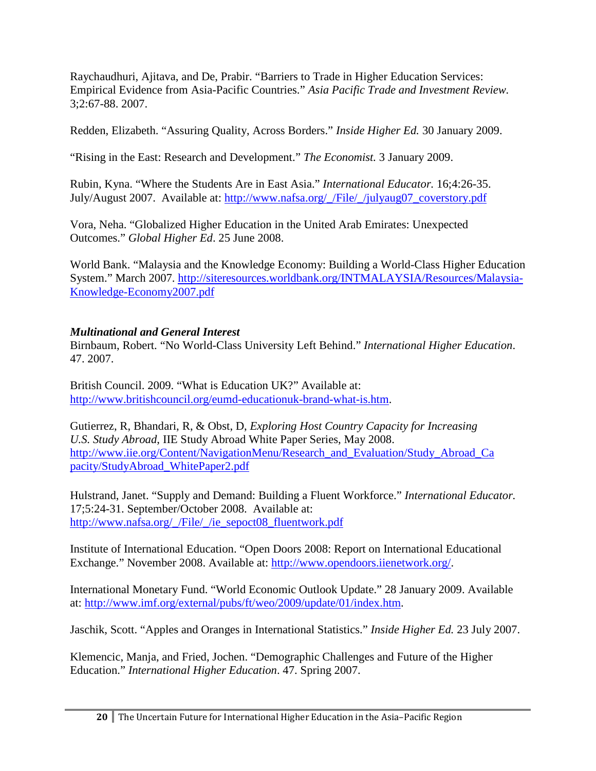Raychaudhuri, Ajitava, and De, Prabir. "Barriers to Trade in Higher Education Services: Empirical Evidence from Asia-Pacific Countries." *Asia Pacific Trade and Investment Review.* 3;2:67-88. 2007.

Redden, Elizabeth. "Assuring Quality, Across Borders." *Inside Higher Ed.* 30 January 2009.

"Rising in the East: Research and Development." *The Economist.* 3 January 2009.

Rubin, Kyna. "Where the Students Are in East Asia." *International Educator.* 16;4:26-35. July/August 2007. Available at: http://www.nafsa.org/_/File/_/julyaug07_coverstory.pdf

Vora, Neha. "Globalized Higher Education in the United Arab Emirates: Unexpected Outcomes." *Global Higher Ed*. 25 June 2008.

World Bank. "Malaysia and the Knowledge Economy: Building a World-Class Higher Education System." March 2007. http://siteresources.worldbank.org/INTMALAYSIA/Resources/Malaysia-Knowledge-Economy2007.pdf

***Multinational and General Interest***

Birnbaum, Robert. "No World-Class University Left Behind." *International Higher Education*. 47. 2007.

British Council. 2009. "What is Education UK?" Available at: http://www.britishcouncil.org/eumd-educationuk-brand-what-is.htm.

Gutierrez, R, Bhandari, R, & Obst, D, *Exploring Host Country Capacity for Increasing U.S. Study Abroad*, IIE Study Abroad White Paper Series, May 2008. http://www.iie.org/Content/NavigationMenu/Research_and_Evaluation/Study_Abroad_Capacity/StudyAbroad_WhitePaper2.pdf

Hulstrand, Janet. "Supply and Demand: Building a Fluent Workforce." *International Educator.* 17;5:24-31. September/October 2008. Available at: http://www.nafsa.org/_/File/_/ie_sepoct08_fluentwork.pdf

Institute of International Education. "Open Doors 2008: Report on International Educational Exchange." November 2008. Available at: http://www.opendoors.iienetwork.org/.

International Monetary Fund. "World Economic Outlook Update." 28 January 2009. Available at: http://www.imf.org/external/pubs/ft/weo/2009/update/01/index.htm.

Jaschik, Scott. "Apples and Oranges in International Statistics." *Inside Higher Ed.* 23 July 2007.

Klemencic, Manja, and Fried, Jochen. "Demographic Challenges and Future of the Higher Education." *International Higher Education*. 47. Spring 2007.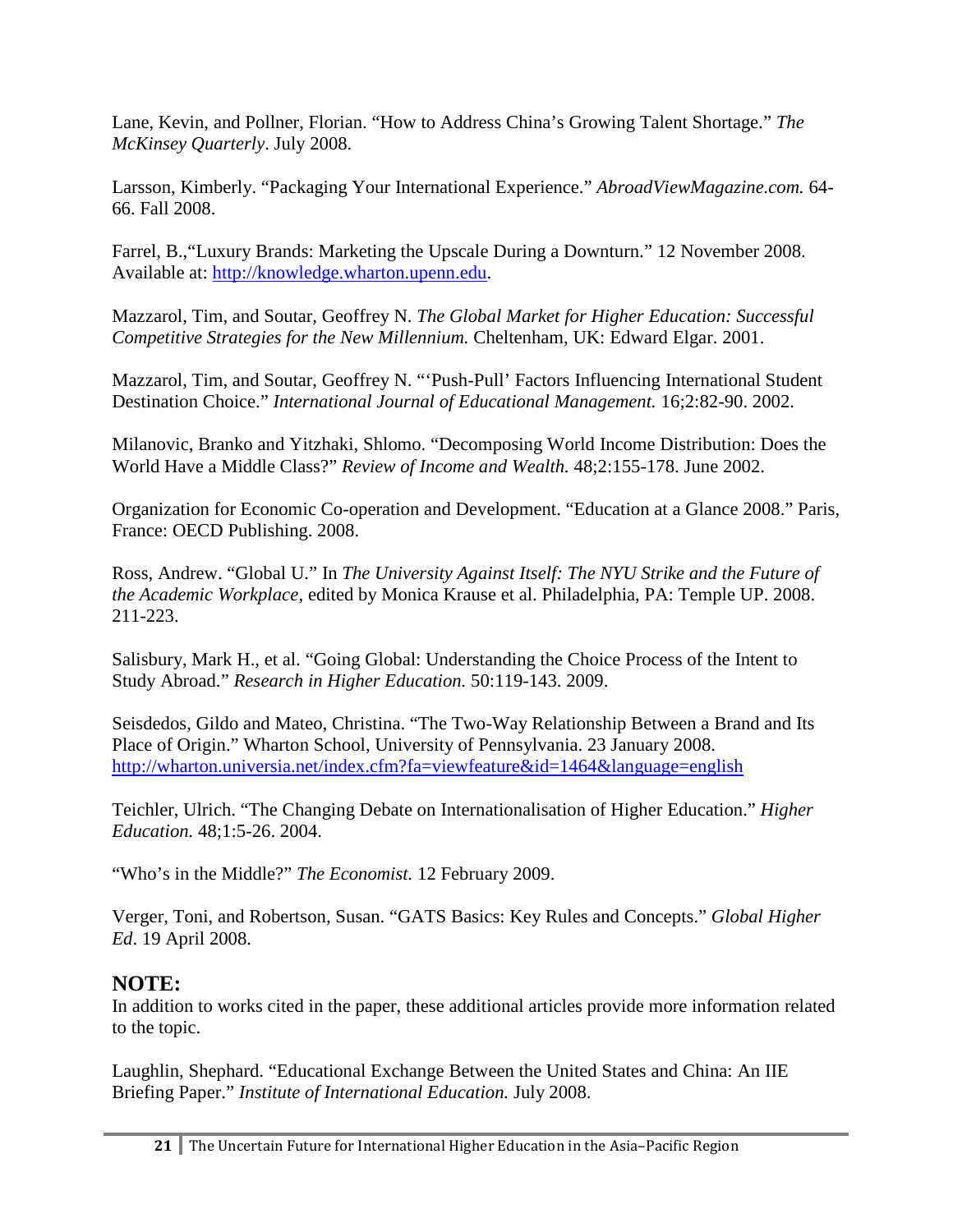Lane, Kevin, and Pollner, Florian. "How to Address China's Growing Talent Shortage." *The McKinsey Quarterly*. July 2008.

Larsson, Kimberly. "Packaging Your International Experience." *AbroadViewMagazine.com.* 64-66. Fall 2008.

Farrel, B.,"Luxury Brands: Marketing the Upscale During a Downturn." 12 November 2008. Available at: [http://knowledge.wharton.upenn.edu](http://knowledge.wharton.upenn.edu).

Mazzarol, Tim, and Soutar, Geoffrey N. *The Global Market for Higher Education: Successful Competitive Strategies for the New Millennium.* Cheltenham, UK: Edward Elgar. 2001.

Mazzarol, Tim, and Soutar, Geoffrey N. "'Push-Pull' Factors Influencing International Student Destination Choice." *International Journal of Educational Management.* 16;2:82-90. 2002.

Milanovic, Branko and Yitzhaki, Shlomo. "Decomposing World Income Distribution: Does the World Have a Middle Class?" *Review of Income and Wealth.* 48;2:155-178. June 2002.

Organization for Economic Co-operation and Development. "Education at a Glance 2008." Paris, France: OECD Publishing. 2008.

Ross, Andrew. "Global U." In *The University Against Itself: The NYU Strike and the Future of the Academic Workplace*, edited by Monica Krause et al. Philadelphia, PA: Temple UP. 2008. 211-223.

Salisbury, Mark H., et al. "Going Global: Understanding the Choice Process of the Intent to Study Abroad." *Research in Higher Education.* 50:119-143. 2009.

Seisdedos, Gildo and Mateo, Christina. "The Two-Way Relationship Between a Brand and Its Place of Origin." Wharton School, University of Pennsylvania. 23 January 2008. [http://wharton.universia.net/index.cfm?fa=viewfeature&id=1464&language=english](http://wharton.universia.net/index.cfm?fa=viewfeature&id=1464&language=english)

Teichler, Ulrich. "The Changing Debate on Internationalisation of Higher Education." *Higher Education.* 48;1:5-26. 2004.

"Who's in the Middle?" *The Economist.* 12 February 2009.

Verger, Toni, and Robertson, Susan. "GATS Basics: Key Rules and Concepts." *Global Higher Ed*. 19 April 2008.

## NOTE:

In addition to works cited in the paper, these additional articles provide more information related to the topic.

Laughlin, Shephard. "Educational Exchange Between the United States and China: An IIE Briefing Paper." *Institute of International Education.* July 2008.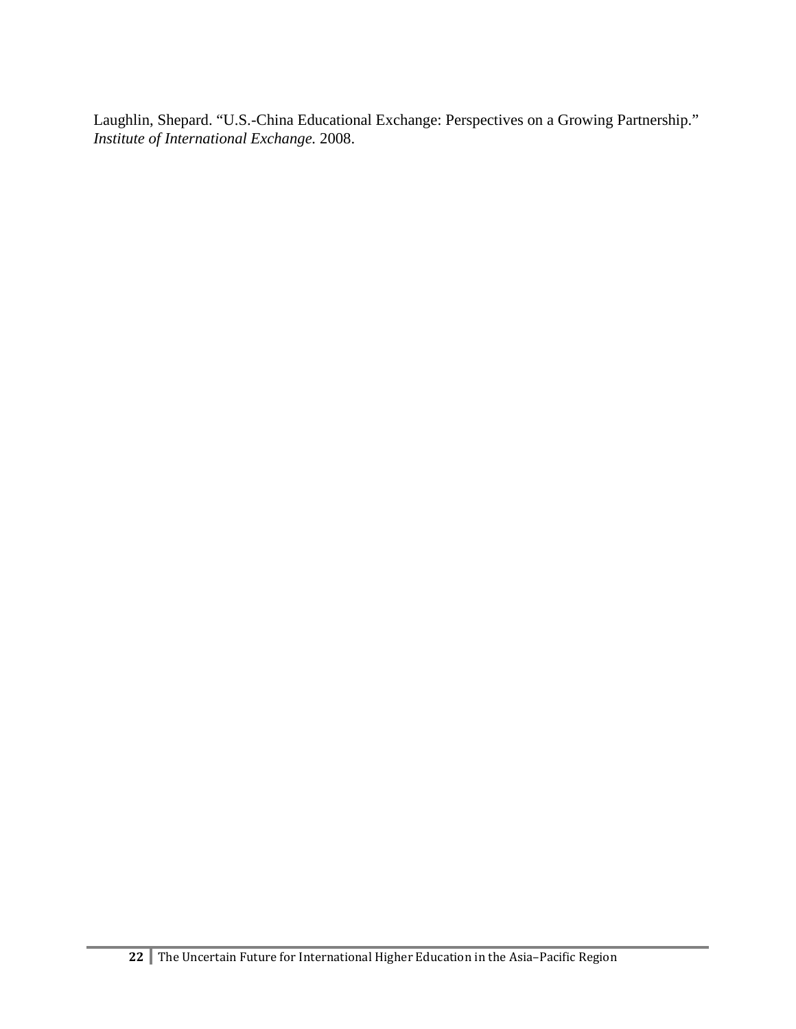Laughlin, Shepard. "U.S.-China Educational Exchange: Perspectives on a Growing Partnership." *Institute of International Exchange.* 2008.